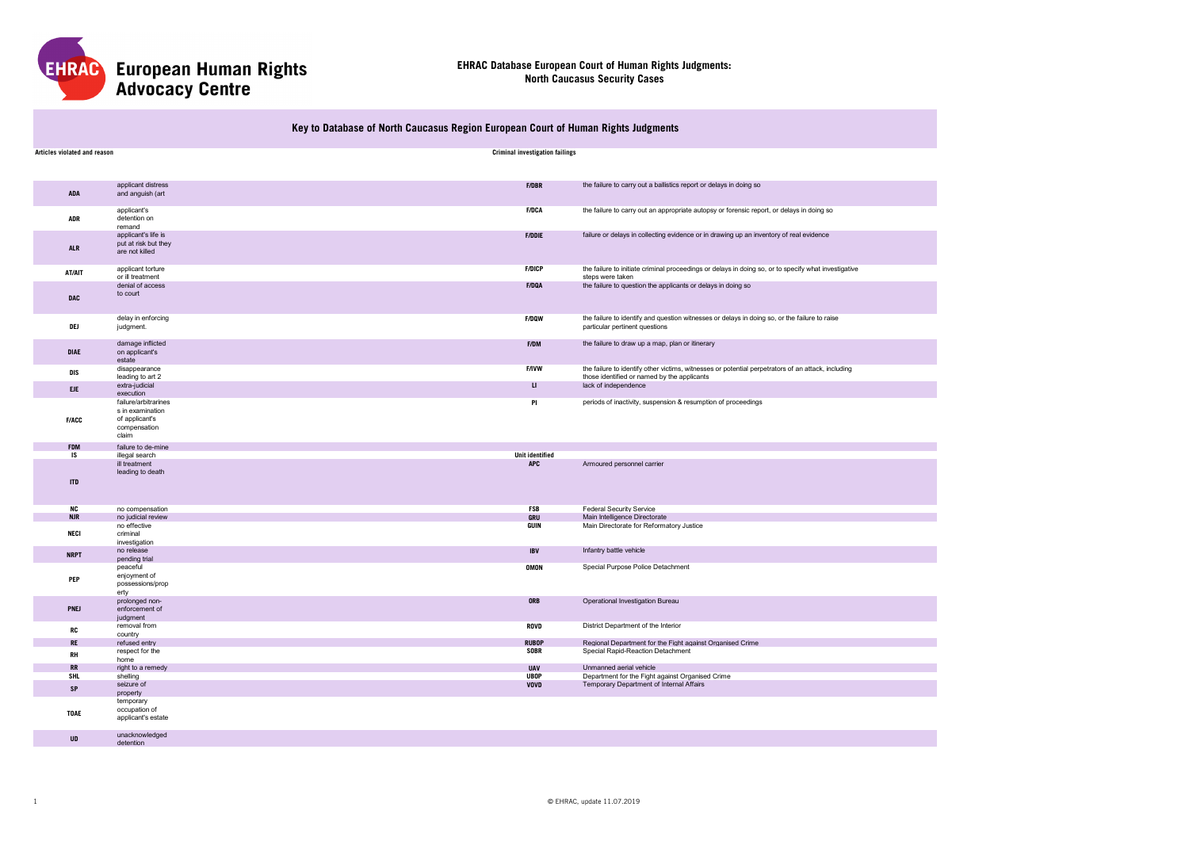# European Human Rights Advocacy Centre

## EHRAC Database European Court of Human Rights Judgments: North Caucasus Security Cases

### Key to Database of North Caucasus Region European Court of Human Rights Judgments

| Articles violated and reason | | Criminal investigation failings | |
|---|---|---|---|
| ADA | applicant distress and anguish (art | F/DBR | the failure to carry out a ballistics report or delays in doing so |
| ADR | applicant's detention on remand | F/DCA | the failure to carry out an appropriate autopsy or forensic report, or delays in doing so |
| ALR | applicant's life is put at risk but they are not killed | F/DDIE | failure or delays in collecting evidence or in drawing up an inventory of real evidence |
| AT/AIT | applicant torture or ill treatment | F/DICP | the failure to initiate criminal proceedings or delays in doing so, or to specify what investigative steps were taken |
| DAC | denial of access to court | F/DQA | the failure to question the applicants or delays in doing so |
| DEJ | delay in enforcing judgment. | F/DQW | the failure to identify and question witnesses or delays in doing so, or the failure to raise particular pertinent questions |
| DIAE | damage inflicted on applicant's estate | F/DM | the failure to draw up a map, plan or itinerary |
| DIS | disappearance leading to art 2 | F/IVW | the failure to identify other victims, witnesses or potential perpetrators of an attack, including those identified or named by the applicants |
| EJE | extra-judicial execution | LI | lack of independence |
| F/ACC | failure/arbitrariness in examination of applicant's compensation claim | PI | periods of inactivity, suspension & resumption of proceedings |
| FDM | failure to de-mine | | |
| IS | illegal search | **Unit identified** | |
| ITD | ill treatment leading to death | APC | Armoured personnel carrier |
| NC | no compensation | FSB | Federal Security Service |
| NJR | no judicial review | GRU | Main Intelligence Directorate |
| NECI | no effective criminal investigation | GUIN | Main Directorate for Reformatory Justice |
| NRPT | no release pending trial | IBV | Infantry battle vehicle |
| PEP | peaceful enjoyment of possessions/property | OMON | Special Purpose Police Detachment |
| PNEJ | prolonged non-enforcement of judgment | ORB | Operational Investigation Bureau |
| RC | removal from country | ROVD | District Department of the Interior |
| RE | refused entry | RUBOP | Regional Department for the Fight against Organised Crime |
| RH | respect for the home | SOBR | Special Rapid-Reaction Detachment |
| RR | right to a remedy | UAV | Unmanned aerial vehicle |
| SHL | shelling | UBOP | Department for the Fight against Organised Crime |
| SP | seizure of property | VOVD | Temporary Department of Internal Affairs |
| TOAE | temporary occupation of applicant's estate | | |
| UD | unacknowledged detention | | |

© EHRAC, update 11.07.2019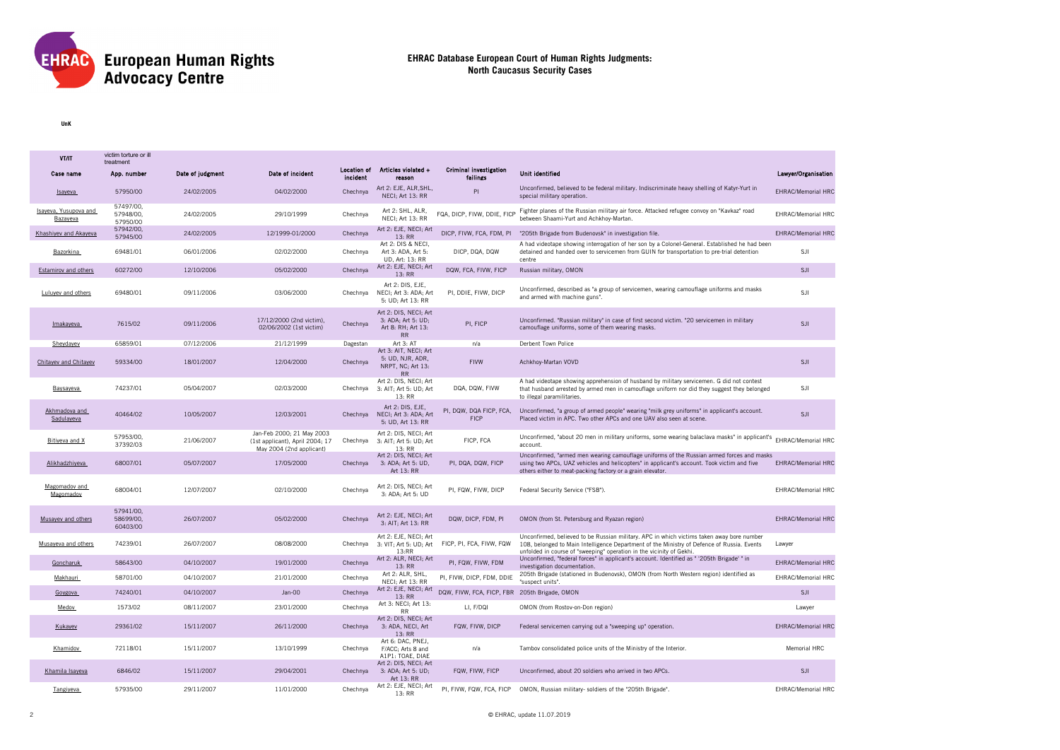# European Human Rights Advocacy Centre

## EHRAC Database European Court of Human Rights Judgments: North Caucasus Security Cases

**UnK**

| VT/IT | victim torture or ill treatment | | | | | | | |
|---|---|---|---|---|---|---|---|---|
| **Case name** | **App. number** | **Date of judgment** | **Date of incident** | **Location of incident** | **Articles violated + reason** | **Criminal investigation failings** | **Unit identified** | **Lawyer/Organisation** |
| Isayeva | 57950/00 | 24/02/2005 | 04/02/2000 | Chechnya | Art 2: EJE, ALR,SHL, NECI; Art 13: RR | PI | Unconfirmed, believed to be federal military. Indiscriminate heavy shelling of Katyr-Yurt in special military operation. | EHRAC/Memorial HRC |
| Isayeva, Yusupova and Bazayeva | 57497/00, 57948/00, 57950/00 | 24/02/2005 | 29/10/1999 | Chechnya | Art 2: SHL, ALR, NECI; Art 13: RR | FQA, DICP, FIVW, DDIE, FICP | Fighter planes of the Russian military air force. Attacked refugee convoy on "Kavkaz" road between Shaami-Yurt and Achkhoy-Martan. | EHRAC/Memorial HRC |
| Khashiyev and Akayeva | 57942/00, 57945/00 | 24/02/2005 | 12/1999-01/2000 | Chechnya | Art 2: EJE; NECI; Art 13: RR | DICP, FIVW, FCA, FDM, PI | "205th Brigade from Budenovsk" in investigation file. | EHRAC/Memorial HRC |
| Bazorkina | 69481/01 | 06/01/2006 | 02/02/2000 | Chechnya | Art 2: DIS & NECI, Art 3: ADA, Art 5: UD, Art: 13: RR | DICP, DQA, DQW | A had videotape showing interrogation of her son by a Colonel-General. Established he had been detained and handed over to servicemen from GUIN for transportation to pre-trial detention centre | SJI |
| Estamirov and others | 60272/00 | 12/10/2006 | 05/02/2000 | Chechnya | Art 2: EJE, NECI; Art 13: RR | DQW, FCA, FIVW, FICP | Russian military, OMON | SJI |
| Luluyev and others | 69480/01 | 09/11/2006 | 03/06/2000 | Chechnya | Art 2: DIS, EJE, NECI; Art 3: ADA; Art 5: UD; Art 13: RR | PI, DDIE, FIVW, DICP | Unconfirmed, described as "a group of servicemen, wearing camouflage uniforms and masks and armed with machine guns". | SJI |
| Imakayeva | 7615/02 | 09/11/2006 | 17/12/2000 (2nd victim), 02/06/2002 (1st victim) | Chechnya | Art 2: DIS, NECI; Art 3: ADA; Art 5: UD; Art 8: RH; Art 13: RR | PI, FICP | Unconfirmed. "Russian military" in case of first second victim. "20 servicemen in military camouflage uniforms, some of them wearing masks. | SJI |
| Sheydayev | 65859/01 | 07/12/2006 | 21/12/1999 | Dagestan | Art 3: AT | n/a | Derbent Town Police | |
| Chitayev and Chitayev | 59334/00 | 18/01/2007 | 12/04/2000 | Chechnya | Art 3: AIT, NECI; Art 5: UD, NJR, ADR, NRPT, NC; Art 13: RR | FIVW | Achkhoy-Martan VOVD | SJI |
| Baysayeva | 74237/01 | 05/04/2007 | 02/03/2000 | Chechnya | Art 2: DIS, NECI; Art 3: AIT; Art 5: UD; Art 13: RR | DQA, DQW, FIVW | A had videotape showing apprehension of husband by military servicemen. G did not contest that husband arrested by armed men in camouflage uniform nor did they suggest they belonged to illegal paramilitaries. | SJI |
| Akhmadova and Sadulayeva | 40464/02 | 10/05/2007 | 12/03/2001 | Chechnya | Art 2: DIS, EJE, NECI; Art 3: ADA; Art 5: UD, Art 13: RR | PI, DQW, DQA FICP, FCA, FICP | Unconfirmed, "a group of armed people" wearing "milk grey uniforms" in applicant's account. Placed victim in APC. Two other APCs and one UAV also seen at scene. | SJI |
| Bitiyeva and X | 57953/00, 37392/03 | 21/06/2007 | Jan-Feb 2000; 21 May 2003 (1st applicant), April 2004; 17 May 2004 (2nd applicant) | Chechnya | Art 2: DIS, NECI; Art 3: AIT; Art 5: UD; Art 13: RR | FICP, FCA | Unconfirmed, "about 20 men in military uniforms, some wearing balaclava masks" in applicant's account. | EHRAC/Memorial HRC |
| Alikhadzhiyeva | 68007/01 | 05/07/2007 | 17/05/2000 | Chechnya | Art 2: DIS, NECI; Art 3: ADA; Art 5: UD, Art 13: RR | PI, DQA, DQW, FICP | Unconfirmed, "armed men wearing camouflage uniforms of the Russian armed forces and masks using two APCs, UAZ vehicles and helicopters" in applicant's account. Took victim and five others either to meat-packing factory or a grain elevator. | EHRAC/Memorial HRC |
| Magomadov and Magomadov | 68004/01 | 12/07/2007 | 02/10/2000 | Chechnya | Art 2: DIS, NECI; Art 3: ADA; Art 5: UD | PI, FQW, FIVW, DICP | Federal Security Service ("FSB"). | EHRAC/Memorial HRC |
| Musayev and others | 57941/00, 58699/00, 60403/00 | 26/07/2007 | 05/02/2000 | Chechnya | Art 2: EJE, NECI; Art 3: AIT; Art 13: RR | DQW, DICP, FDM, PI | OMON (from St. Petersburg and Ryazan region) | EHRAC/Memorial HRC |
| Musayeva and others | 74239/01 | 26/07/2007 | 08/08/2000 | Chechnya | Art 2: EJE, NECI; Art 3: VIT; Art 5: UD; Art 13:RR | FICP, PI, FCA, FIVW, FQW | Unconfirmed, believed to be Russian military. APC in which victims taken away bore number 108, belonged to Main Intelligence Department of the Ministry of Defence of Russia. Events unfolded in course of "sweeping" operation in the vicinity of Gekhi. | Lawyer |
| Goncharuk | 58643/00 | 04/10/2007 | 19/01/2000 | Chechnya | Art 2: ALR, NECI; Art 13: RR | PI, FQW, FIVW, FDM | Unconfirmed, "federal forces" in applicant's account. Identified as " '205th Brigade' " in investigation documentation. | EHRAC/Memorial HRC |
| Makhauri | 58701/00 | 04/10/2007 | 21/01/2000 | Chechnya | Art 2: ALR, SHL, NECI; Art 13: RR | PI, FIVW, DICP, FDM, DDIE | 205th Brigade (stationed in Budenovsk), OMON (from North Western region) identified as "suspect units". | EHRAC/Memorial HRC |
| Goygova | 74240/01 | 04/10/2007 | Jan-00 | Chechnya | Art 2: EJE, NECI; Art 13: RR | DQW, FIVW, FCA, FICP, FBR | 205th Brigade, OMON | SJI |
| Medov | 1573/02 | 08/11/2007 | 23/01/2000 | Chechnya | Art 3: NECI; Art 13: RR | LI, F/DQI | OMON (from Rostov-on-Don region) | Lawyer |
| Kukayev | 29361/02 | 15/11/2007 | 26/11/2000 | Chechnya | Art 2: DIS, NECI; Art 3: ADA, NECI, Art 13: RR | FQW, FIVW, DICP | Federal servicemen carrying out a "sweeping up" operation. | EHRAC/Memorial HRC |
| Khamidov | 72118/01 | 15/11/2007 | 13/10/1999 | Chechnya | Art 6: DAC, PNEJ, F/ACC; Arts 8 and A1P1: TOAE, DIAE | n/a | Tambov consolidated police units of the Ministry of the Interior. | Memorial HRC |
| Khamila Isayeva | 6846/02 | 15/11/2007 | 29/04/2001 | Chechnya | Art 2: DIS, NECI; Art 3: ADA; Art 5: UD; Art 13: RR | FQW, FIVW, FICP | Unconfirmed, about 20 soldiers who arrived in two APCs. | SJI |
| Tangiyeva | 57935/00 | 29/11/2007 | 11/01/2000 | Chechnya | Art 2: EJE, NECI; Art 13: RR | PI, FIVW, FQW, FCA, FICP | OMON, Russian military- soldiers of the "205th Brigade". | EHRAC/Memorial HRC |

© EHRAC, update 11.07.2019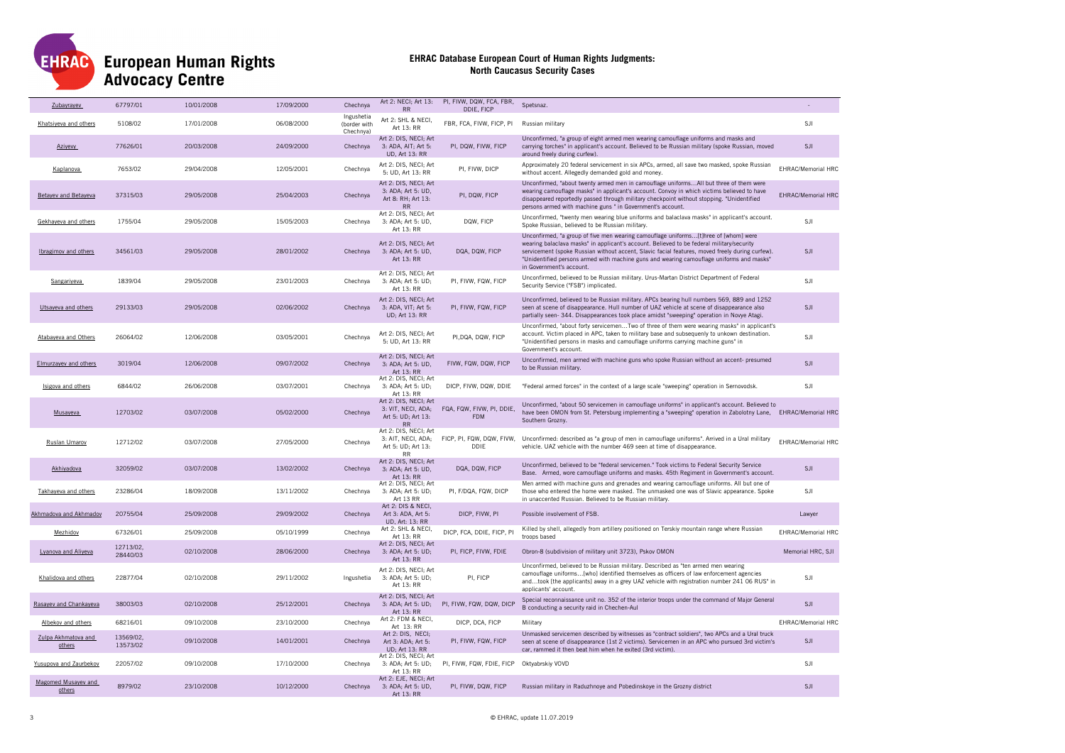# EHRAC Database European Court of Human Rights Judgments: North Caucasus Security Cases

| | | | | | | | | |
|---|---|---|---|---|---|---|---|---|
| Zubayrayev | 67797/01 | 10/01/2008 | 17/09/2000 | Chechnya | Art 2: NECI; Art 13: RR | PI, FIVW, DQW, FCA, FBR, DDIE, FICP | Spetsnaz. | - |
| Khatsiyeva and others | 5108/02 | 17/01/2008 | 06/08/2000 | Ingushetia (border with Chechnya) | Art 2: SHL & NECI, Art 13: RR | FBR, FCA, FIVW, FICP, PI | Russian military | SJI |
| Aziyevy | 77626/01 | 20/03/2008 | 24/09/2000 | Chechnya | Art 2: DIS, NECI; Art 3: ADA, AIT; Art 5: UD, Art 13: RR | PI, DQW, FIVW, FICP | Unconfirmed, "a group of eight armed men wearing camouflage uniforms and masks and carrying torches" in applicant's account. Believed to be Russian military (spoke Russian, moved around freely during curfew). | SJI |
| Kaplanova | 7653/02 | 29/04/2008 | 12/05/2001 | Chechnya | Art 2: DIS, NECI; Art 5: UD, Art 13: RR | PI, FIVW, DICP | Approximately 20 federal servicement in six APCs, armed, all save two masked, spoke Russian without accent. Allegedly demanded gold and money. | EHRAC/Memorial HRC |
| Betayev and Betayeva | 37315/03 | 29/05/2008 | 25/04/2003 | Chechnya | Art 2: DIS, NECI; Art 3: ADA; Art 5: UD, Art 8: RH; Art 13: RR | PI, DQW, FICP | Unconfirmed, "about twenty armed men in camouflage uniforms...All but three of them were wearing camouflage masks" in applicant's account. Convoy in which victims believed to have disappeared reportedly passed through military checkpoint without stopping. "Unidentified persons armed with machine guns " in Government's account. | EHRAC/Memorial HRC |
| Gekhayeva and others | 1755/04 | 29/05/2008 | 15/05/2003 | Chechnya | Art 2: DIS, NECI; Art 3: ADA; Art 5: UD, Art 13: RR | DQW, FICP | Unconfirmed, "twenty men wearing blue uniforms and balaclava masks" in applicant's account. Spoke Russian, believed to be Russian military. | SJI |
| Ibragimov and others | 34561/03 | 29/05/2008 | 28/01/2002 | Chechnya | Art 2: DIS, NECI; Art 3: ADA; Art 5: UD, Art 13: RR | DQA, DQW, FICP | Unconfirmed, "a group of five men wearing camouflage uniforms...[t]hree of [whom] were wearing balaclava masks" in applicant's account. Believed to be federal military/security servicement (spoke Russian without accent, Slavic facial features, moved freely during curfew). "Unidentified persons armed with machine guns and wearing camouflage uniforms and masks" in Government's account. | SJI |
| Sangariyeva | 1839/04 | 29/05/2008 | 23/01/2003 | Chechnya | Art 2: DIS, NECI; Art 3: ADA; Art 5: UD; Art 13: RR | PI, FIVW, FQW, FICP | Unconfirmed, believed to be Russian military. Urus-Martan District Department of Federal Security Service ("FSB") implicated. | SJI |
| Utsayeva and others | 29133/03 | 29/05/2008 | 02/06/2002 | Chechnya | Art 2: DIS, NECI; Art 3: ADA, VIT; Art 5: UD; Art 13: RR | PI, FIVW, FQW, FICP | Unconfirmed, believed to be Russian military. APCs bearing hull numbers 569, 889 and 1252 seen at scene of disappearance. Hull number of UAZ vehicle at scene of disappearance also partially seen- 344. Disappearances took place amidst "sweeping" operation in Novye Atagi. | SJI |
| Atabayeva and Others | 26064/02 | 12/06/2008 | 03/05/2001 | Chechnya | Art 2: DIS, NECI; Art 5: UD, Art 13: RR | PI,DQA, DQW, FICP | Unconfirmed, "about forty servicemen...Two of three of them were wearing masks" in applicant's account. Victim placed in APC, taken to military base and subsequenly to unkown destination. "Unidentified persons in masks and camouflage uniforms carrying machine guns" in Government's account. | SJI |
| Elmurzayev and others | 3019/04 | 12/06/2008 | 09/07/2002 | Chechnya | Art 2: DIS, NECI; Art 3: ADA; Art 5: UD, Art 13: RR | FIVW, FQW, DQW, FICP | Unconfirmed, men armed with machine guns who spoke Russian without an accent- presumed to be Russian military. | SJI |
| Isigova and others | 6844/02 | 26/06/2008 | 03/07/2001 | Chechnya | Art 2: DIS, NECI; Art 3: ADA; Art 5: UD; Art 13: RR | DICP, FIVW, DQW, DDIE | "Federal armed forces" in the context of a large scale "sweeping" operation in Sernovodsk. | SJI |
| Musayeva | 12703/02 | 03/07/2008 | 05/02/2000 | Chechnya | Art 2: DIS, NECI; Art 3: VIT, NECI, ADA; Art 5: UD; Art 13: RR | FQA, FQW, FIVW, PI, DDIE, FDM | Unconfirmed, "about 50 servicemen in camouflage uniforms" in applicant's account. Believed to have been OMON from St. Petersburg implementing a "sweeping" operation in Zabolotny Lane, Southern Grozny. | EHRAC/Memorial HRC |
| Ruslan Umarov | 12712/02 | 03/07/2008 | 27/05/2000 | Chechnya | Art 2: DIS, NECI; Art 3: AIT, NECI, ADA; Art 5: UD; Art 13: RR | FICP, PI, FQW, DQW, FIVW, DDIE | Unconfirmed: described as "a group of men in camouflage uniforms". Arrived in a Ural military vehicle. UAZ vehicle with the number 469 seen at time of disappearance. | EHRAC/Memorial HRC |
| Akhiyadova | 32059/02 | 03/07/2008 | 13/02/2002 | Chechnya | Art 2: DIS, NECI; Art 3: ADA; Art 5: UD, Art 13: RR | DQA, DQW, FICP | Unconfirmed, believed to be "federal servicemen." Took victims to Federal Security Service Base. Armed, wore camouflage uniforms and masks. 45th Regiment in Government's account. | SJI |
| Takhayeva and others | 23286/04 | 18/09/2008 | 13/11/2002 | Chechnya | Art 2: DIS, NECI; Art 3: ADA; Art 5: UD; Art 13 RR | PI, F/DQA, FQW, DICP | Men armed with machine guns and grenades and wearing camouflage uniforms. All but one of those who entered the home were masked. The unmasked one was of Slavic appearance. Spoke in unaccented Russian. Believed to be Russian military. | SJI |
| Akhmadova and Akhmadov | 20755/04 | 25/09/2008 | 29/09/2002 | Chechnya | Art 2: DIS & NECI, Art 3: ADA, Art 5: UD, Art: 13: RR | DICP, FIVW, PI | Possible involvement of FSB. | Lawyer |
| Mezhidov | 67326/01 | 25/09/2008 | 05/10/1999 | Chechnya | Art 2: SHL & NECI, Art 13: RR | DICP, FCA, DDIE, FICP, PI | Killed by shell, allegedly from artillery positioned on Terskiy mountain range where Russian troops based | EHRAC/Memorial HRC |
| Lyanova and Aliyeva | 12713/02, 28440/03 | 02/10/2008 | 28/06/2000 | Chechnya | Art 2: DIS, NECI; Art 3: ADA; Art 5: UD; Art 13: RR | PI, FICP, FIVW, FDIE | Obron-8 (subdivision of military unit 3723), Pskov OMON | Memorial HRC, SJI |
| Khalidova and others | 22877/04 | 02/10/2008 | 29/11/2002 | Ingushetia | Art 2: DIS, NECI; Art 3: ADA; Art 5: UD; Art 13: RR | PI, FICP | Unconfirmed, believed to be Russian military. Described as "ten armed men wearing camouflage uniforms...[who] identified themselves as officers of law enforcement agencies and...took [the applicants] away in a grey UAZ vehicle with registration number 241 06 RUS" in applicants' account. | SJI |
| Rasayev and Chankayeva | 38003/03 | 02/10/2008 | 25/12/2001 | Chechnya | Art 2: DIS, NECI; Art 3: ADA; Art 5: UD; Art 13: RR | PI, FIVW, FQW, DQW, DICP | Special reconnaissance unit no. 352 of the interior troops under the command of Major General B conducting a security raid in Chechen-Aul | SJI |
| Albekov and others | 68216/01 | 09/10/2008 | 23/10/2000 | Chechnya | Art 2: FDM & NECI, Art 13: RR | DICP, DCA, FICP | Military | EHRAC/Memorial HRC |
| Zulpa Akhmatova and others | 13569/02, 13573/02 | 09/10/2008 | 14/01/2001 | Chechnya | Art 2: DIS, NECI; Art 3: ADA; Art 5: UD; Art 13: RR | PI, FIVW, FQW, FICP | Unmasked servicemen described by witnesses as "contract soldiers", two APCs and a Ural truck seen at scene of disappearance (1st 2 victims). Servicemen in an APC who pursued 3rd victim's car, rammed it then beat him when he exited (3rd victim). | SJI |
| Yusupova and Zaurbekov | 22057/02 | 09/10/2008 | 17/10/2000 | Chechnya | Art 2: DIS, NECI; Art 3: ADA; Art 5: UD; Art 13: RR | PI, FIVW, FQW, FDIE, FICP | Oktyabrskiy VOVD | SJI |
| Magomed Musayev and others | 8979/02 | 23/10/2008 | 10/12/2000 | Chechnya | Art 2: EJE, NECI; Art 3: ADA; Art 5: UD, Art 13: RR | PI, FIVW, DQW, FICP | Russian military in Raduzhnoye and Pobedinskoye in the Grozny district | SJI |

© EHRAC, update 11.07.2019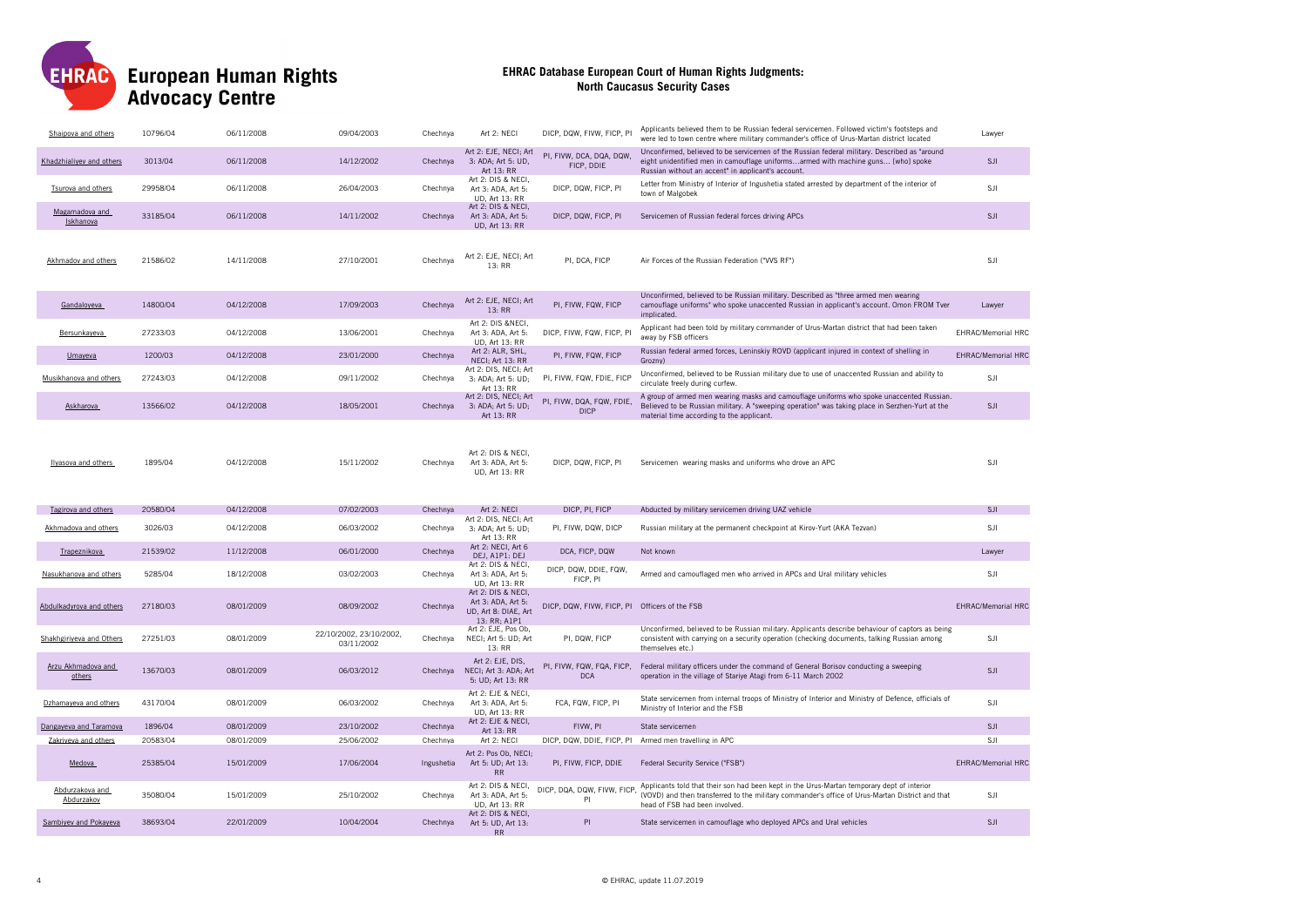| Shaipova and others | 10796/04 | 06/11/2008 | 09/04/2003 | Chechnya | Art 2: NECI | DICP, DQW, FIVW, FICP, PI | Applicants believed them to be Russian federal servicemen. Followed victim's footsteps and were led to town centre where military commander's office of Urus-Martan district located | Lawyer |
|---|---|---|---|---|---|---|---|---|
| Khadzhialiyev and others | 3013/04 | 06/11/2008 | 14/12/2002 | Chechnya | Art 2: EJE, NECI; Art 3: ADA; Art 5: UD, Art 13: RR | PI, FIVW, DCA, DQA, DQW, FICP, DDIE | Unconfirmed, believed to be servicemen of the Russian federal military. Described as "around eight unidentified men in camouflage uniforms...armed with machine guns... [who] spoke Russian without an accent" in applicant's account. | SJI |
| Tsurova and others | 29958/04 | 06/11/2008 | 26/04/2003 | Chechnya | Art 2: DIS & NECI, Art 3: ADA, Art 5: UD, Art 13: RR | DICP, DQW, FICP, PI | Letter from Ministry of Interior of Ingushetia stated arrested by department of the interior of town of Malgobek | SJI |
| Magamadova and Iskhanova | 33185/04 | 06/11/2008 | 14/11/2002 | Chechnya | Art 2: DIS & NECI, Art 3: ADA, Art 5: UD, Art 13: RR | DICP, DQW, FICP, PI | Servicemen of Russian federal forces driving APCs | SJI |
| Akhmadov and others | 21586/02 | 14/11/2008 | 27/10/2001 | Chechnya | Art 2: EJE, NECI; Art 13: RR | PI, DCA, FICP | Air Forces of the Russian Federation ("VVS RF") | SJI |
| Gandaloyeva | 14800/04 | 04/12/2008 | 17/09/2003 | Chechnya | Art 2: EJE, NECI; Art 13: RR | PI, FIVW, FQW, FICP | Unconfirmed, believed to be Russian military. Described as "three armed men wearing camouflage uniforms" who spoke unaccented Russian in applicant's account. Omon FROM Tver implicated. | Lawyer |
| Bersunkayeva | 27233/03 | 04/12/2008 | 13/06/2001 | Chechnya | Art 2: DIS &NECI, Art 3: ADA, Art 5: UD, Art 13: RR | DICP, FIVW, FQW, FICP, PI | Applicant had been told by military commander of Urus-Martan district that had been taken away by FSB officers | EHRAC/Memorial HRC |
| Umayeva | 1200/03 | 04/12/2008 | 23/01/2000 | Chechnya | Art 2: ALR, SHL, NECI; Art 13: RR | PI, FIVW, FQW, FICP | Russian federal armed forces, Leninskiy ROVD (applicant injured in context of shelling in Grozny) | EHRAC/Memorial HRC |
| Musikhanova and others | 27243/03 | 04/12/2008 | 09/11/2002 | Chechnya | Art 2: DIS, NECI; Art 3: ADA; Art 5: UD; Art 13: RR | PI, FIVW, FQW, FDIE, FICP | Unconfirmed, believed to be Russian military due to use of unaccented Russian and ability to circulate freely during curfew. | SJI |
| Askharova | 13566/02 | 04/12/2008 | 18/05/2001 | Chechnya | Art 2: DIS, NECI; Art 3: ADA; Art 5: UD; Art 13: RR | PI, FIVW, DQA, FQW, FDIE, DICP | A group of armed men wearing masks and camouflage uniforms who spoke unaccented Russian. Believed to be Russian military. A "sweeping operation" was taking place in Serzhen-Yurt at the material time according to the applicant. | SJI |
| Ilyasova and others | 1895/04 | 04/12/2008 | 15/11/2002 | Chechnya | Art 2: DIS & NECI, Art 3: ADA, Art 5: UD, Art 13: RR | DICP, DQW, FICP, PI | Servicemen wearing masks and uniforms who drove an APC | SJI |
| Tagirova and others | 20580/04 | 04/12/2008 | 07/02/2003 | Chechnya | Art 2: NECI | DICP, PI, FICP | Abducted by military servicemen driving UAZ vehicle | SJI |
| Akhmadova and others | 3026/03 | 04/12/2008 | 06/03/2002 | Chechnya | Art 2: DIS, NECI; Art 3: ADA; Art 5: UD; Art 13: RR | PI, FIVW, DQW, DICP | Russian military at the permanent checkpoint at Kirov-Yurt (AKA Tezvan) | SJI |
| Trapeznikova | 21539/02 | 11/12/2008 | 06/01/2000 | Chechnya | Art 2: NECI, Art 6 DEJ, A1P1: DEJ | DCA, FICP, DQW | Not known | Lawyer |
| Nasukhanova and others | 5285/04 | 18/12/2008 | 03/02/2003 | Chechnya | Art 2: DIS & NECI, Art 3: ADA, Art 5: UD, Art 13: RR | DICP, DQW, DDIE, FQW, FICP, PI | Armed and camouflaged men who arrived in APCs and Ural military vehicles | SJI |
| Abdulkadyrova and others | 27180/03 | 08/01/2009 | 08/09/2002 | Chechnya | Art 2: DIS & NECI, Art 3: ADA, Art 5: UD, Art 8: DIAE, Art 13: RR; A1P1 | DICP, DQW, FIVW, FICP, PI | Officers of the FSB | EHRAC/Memorial HRC |
| Shakhgiriyeva and Others | 27251/03 | 08/01/2009 | 22/10/2002, 23/10/2002, 03/11/2002 | Chechnya | Art 2: EJE, Pos Ob, NECI; Art 5: UD; Art 13: RR | PI, DQW, FICP | Unconfirmed, believed to be Russian military. Applicants describe behaviour of captors as being consistent with carrying on a security operation (checking documents, talking Russian among themselves etc.) | SJI |
| Arzu Akhmadova and others | 13670/03 | 08/01/2009 | 06/03/2012 | Chechnya | Art 2: EJE, DIS, NECI; Art 3: ADA; Art 5: UD; Art 13: RR | PI, FIVW, FQW, FQA, FICP, DCA | Federal military officers under the command of General Borisov conducting a sweeping operation in the village of Stariye Atagi from 6-11 March 2002 | SJI |
| Dzhamayeva and others | 43170/04 | 08/01/2009 | 06/03/2002 | Chechnya | Art 2: EJE & NECI, Art 3: ADA, Art 5: UD, Art 13: RR | FCA, FQW, FICP, PI | State servicemen from internal troops of Ministry of Interior and Ministry of Defence, officials of Ministry of Interior and the FSB | SJI |
| Dangayeva and Taramova | 1896/04 | 08/01/2009 | 23/10/2002 | Chechnya | Art 2: EJE & NECI, Art 13: RR | FIVW, PI | State servicemen | SJI |
| Zakriyeva and others | 20583/04 | 08/01/2009 | 25/06/2002 | Chechnya | Art 2: NECI | DICP, DQW, DDIE, FICP, PI | Armed men travelling in APC | SJI |
| Medova | 25385/04 | 15/01/2009 | 17/06/2004 | Ingushetia | Art 2: Pos Ob, NECI; Art 5: UD; Art 13: RR | PI, FIVW, FICP, DDIE | Federal Security Service ("FSB") | EHRAC/Memorial HRC |
| Abdurzakova and Abdurzakov | 35080/04 | 15/01/2009 | 25/10/2002 | Chechnya | Art 2: DIS & NECI, Art 3: ADA, Art 5: UD, Art 13: RR | DICP, DQA, DQW, FIVW, FICP, PI | Applicants told that their son had been kept in the Urus-Martan temporary dept of interior (VOVD) and then transferred to the military commander's office of Urus-Martan District and that head of FSB had been involved. | SJI |
| Sambiyev and Pokayeva | 38693/04 | 22/01/2009 | 10/04/2004 | Chechnya | Art 2: DIS & NECI, Art 5: UD, Art 13: RR | PI | State servicemen in camouflage who deployed APCs and Ural vehicles | SJI |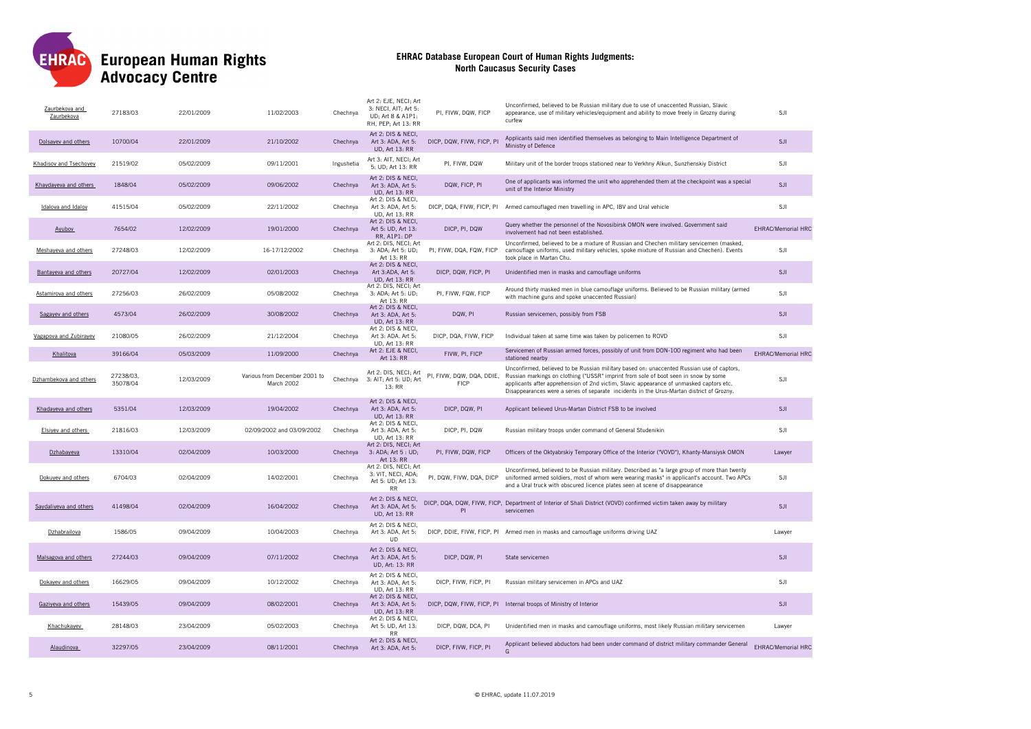# EHRAC European Human Rights Advocacy Centre

## EHRAC Database European Court of Human Rights Judgments: North Caucasus Security Cases

| Case | Application No. | Judgment Date | Date of Violation | Region | Violations | Evidence | Perpetrators | Representation |
|---|---|---|---|---|---|---|---|---|
| Zaurbekova and Zaurbekova | 27183/03 | 22/01/2009 | 11/02/2003 | Chechnya | Art 2: EJE, NECI; Art 3: NECI, AIT; Art 5: UD; Art 8 & A1P1: RH, PEP; Art 13: RR | PI, FIVW, DQW, FICP | Unconfirmed, believed to be Russian military due to use of unaccented Russian, Slavic appearance, use of military vehicles/equipment and ability to move freely in Grozny during curfew | SJI |
| Dolsayev and others | 10700/04 | 22/01/2009 | 21/10/2002 | Chechnya | Art 2: DIS & NECI, Art 3: ADA, Art 5: UD, Art 13: RR | DICP, DQW, FIVW, FICP, PI | Applicants said men identified themselves as belonging to Main Intelligence Department of Ministry of Defence | SJI |
| Khadisov and Tsechoyev | 21519/02 | 05/02/2009 | 09/11/2001 | Ingushetia | Art 3: AIT, NECI; Art 5: UD; Art 13: RR | PI, FIVW, DQW | Military unit of the border troops stationed near to Verkhny Alkun, Sunzhenskiy District | SJI |
| Khaydayeva and others | 1848/04 | 05/02/2009 | 09/06/2002 | Chechnya | Art 2: DIS & NECI, Art 3: ADA, Art 5: UD, Art 13: RR | DQW, FICP, PI | One of applicants was informed the unit who apprehended them at the checkpoint was a special unit of the Interior Ministry | SJI |
| Idalova and Idalov | 41515/04 | 05/02/2009 | 22/11/2002 | Chechnya | Art 2: DIS & NECI, Art 3: ADA, Art 5: UD, Art 13: RR | DICP, DQA, FIVW, FICP, PI | Armed camouflaged men travelling in APC, IBV and Ural vehicle | SJI |
| Ayubov | 7654/02 | 12/02/2009 | 19/01/2000 | Chechnya | Art 2: DIS & NECI, Art 5: UD, Art 13: RR, A1P1: DP | DICP, PI, DQW | Query whether the personnel of the Novosibirsk OMON were involved. Government said involvement had not been established. | EHRAC/Memorial HRC |
| Meshayeva and others | 27248/03 | 12/02/2009 | 16-17/12/2002 | Chechnya | Art 2: DIS, NECI; Art 3: ADA; Art 5: UD; Art 13: RR | PI, FIVW, DQA, FQW, FICP | Unconfirmed, believed to be a mixture of Russian and Chechen military servicemen (masked, camouflage uniforms, used military vehicles, spoke mixture of Russian and Chechen). Events took place in Martan Chu. | SJI |
| Bantayeva and others | 20727/04 | 12/02/2009 | 02/01/2003 | Chechnya | Art 2: DIS & NECI, Art 3:ADA, Art 5: UD, Art 13: RR | DICP, DQW, FICP, PI | Unidentified men in masks and camouflage uniforms | SJI |
| Astamirova and others | 27256/03 | 26/02/2009 | 05/08/2002 | Chechnya | Art 2: DIS, NECI; Art 3: ADA; Art 5: UD; Art 13: RR | PI, FIVW, FQW, FICP | Around thirty masked men in blue camouflage uniforms. Believed to be Russian military (armed with machine guns and spoke unaccented Russian) | SJI |
| Sagayev and others | 4573/04 | 26/02/2009 | 30/08/2002 | Chechnya | Art 2: DIS & NECI, Art 3: ADA, Art 5: UD, Art 13: RR | DQW, PI | Russian servicemen, possibly from FSB | SJI |
| Vagapova and Zubirayev | 21080/05 | 26/02/2009 | 21/12/2004 | Chechnya | Art 2: DIS & NECI, Art 3: ADA. Art 5: UD, Art 13: RR | DICP, DQA, FIVW, FICP | Individual taken at same time was taken by policemen to ROVD | SJI |
| Khalitova | 39166/04 | 05/03/2009 | 11/09/2000 | Chechnya | Art 2: EJE & NECI, Art 13: RR | FIVW, PI, FICP | Servicemen of Russian armed forces, possibly of unit from DON-100 regiment who had been stationed nearby | EHRAC/Memorial HRC |
| Dzhambekova and others | 27238/03, 35078/04 | 12/03/2009 | Various from December 2001 to March 2002 | Chechnya | Art 2: DIS, NECI; Art 3: AIT; Art 5: UD; Art 13: RR | PI, FIVW, DQW, DQA, DDIE, FICP | Unconfirmed, believed to be Russian military based on: unaccented Russian use of captors, Russian markings on clothing ("USSR" imprint from sole of boot seen in snow by some applicants after apprehension of 2nd victim, Slavic appearance of unmasked captors etc. Disappearances were a series of separate incidents in the Urus-Martan district of Grozny. | SJI |
| Khadayeva and others | 5351/04 | 12/03/2009 | 19/04/2002 | Chechnya | Art 2: DIS & NECI, Art 3: ADA, Art 5: UD, Art 13: RR | DICP, DQW, PI | Applicant believed Urus-Martan District FSB to be involved | SJI |
| Elsiyev and others | 21816/03 | 12/03/2009 | 02/09/2002 and 03/09/2002 | Chechnya | Art 2: DIS & NECI, Art 3: ADA, Art 5: UD, Art 13: RR | DICP, PI, DQW | Russian military troops under command of General Studenikin | SJI |
| Dzhabayeva | 13310/04 | 02/04/2009 | 10/03/2000 | Chechnya | Art 2: DIS, NECI; Art 3: ADA; Art 5 : UD; Art 13: RR | PI, FIVW, DQW, FICP | Officers of the Oktyabrskiy Temporary Office of the Interior ("VOVD"), Khanty-Mansiysk OMON | Lawyer |
| Dokuyev and others | 6704/03 | 02/04/2009 | 14/02/2001 | Chechnya | Art 2: DIS, NECI; Art 3: VIT, NECI, ADA; Art 5: UD; Art 13: RR | PI, DQW, FIVW, DQA, DICP | Unconfirmed, believed to be Russian military. Described as "a large group of more than twenty uniformed armed soldiers, most of whom were wearing masks" in applicant's account. Two APCs and a Ural truck with obscured licence plates seen at scene of disappearance | SJI |
| Saydaliyeva and others | 41498/04 | 02/04/2009 | 16/04/2002 | Chechnya | Art 2: DIS & NECI, Art 3: ADA, Art 5: UD, Art 13: RR | DICP, DQA, DQW, FIVW, FICP, PI | Department of Interior of Shali District (VOVD) confirmed victim taken away by military servicemen | SJI |
| Dzhabrailova | 1586/05 | 09/04/2009 | 10/04/2003 | Chechnya | Art 2: DIS & NECI, Art 3: ADA, Art 5: UD | DICP, DDIE, FIVW, FICP, PI | Armed men in masks and camouflage uniforms driving UAZ | Lawyer |
| Malsagova and others | 27244/03 | 09/04/2009 | 07/11/2002 | Chechnya | Art 2: DIS & NECI, Art 3: ADA, Art 5: UD, Art: 13: RR | DICP, DQW, PI | State servicemen | SJI |
| Dokayev and others | 16629/05 | 09/04/2009 | 10/12/2002 | Chechnya | Art 2: DIS & NECI, Art 3: ADA, Art 5: UD, Art 13: RR | DICP, FIVW, FICP, PI | Russian military servicemen in APCs and UAZ | SJI |
| Gaziyeva and others | 15439/05 | 09/04/2009 | 08/02/2001 | Chechnya | Art 2: DIS & NECI, Art 3: ADA, Art 5: UD, Art 13: RR | DICP, DQW, FIVW, FICP, PI | Internal troops of Ministry of Interior | SJI |
| Khachukayev | 28148/03 | 23/04/2009 | 05/02/2003 | Chechnya | Art 2: DIS & NECI, Art 5: UD, Art 13: RR | DICP, DQW, DCA, PI | Unidentified men in masks and camouflage uniforms, most likely Russian military servicemen | Lawyer |
| Alaudinova | 32297/05 | 23/04/2009 | 08/11/2001 | Chechnya | Art 2: DIS & NECI, Art 3: ADA, Art 5: | DICP, FIVW, FICP, PI | Applicant believed abductors had been under command of district military commander General G | EHRAC/Memorial HRC |

© EHRAC, update 11.07.2019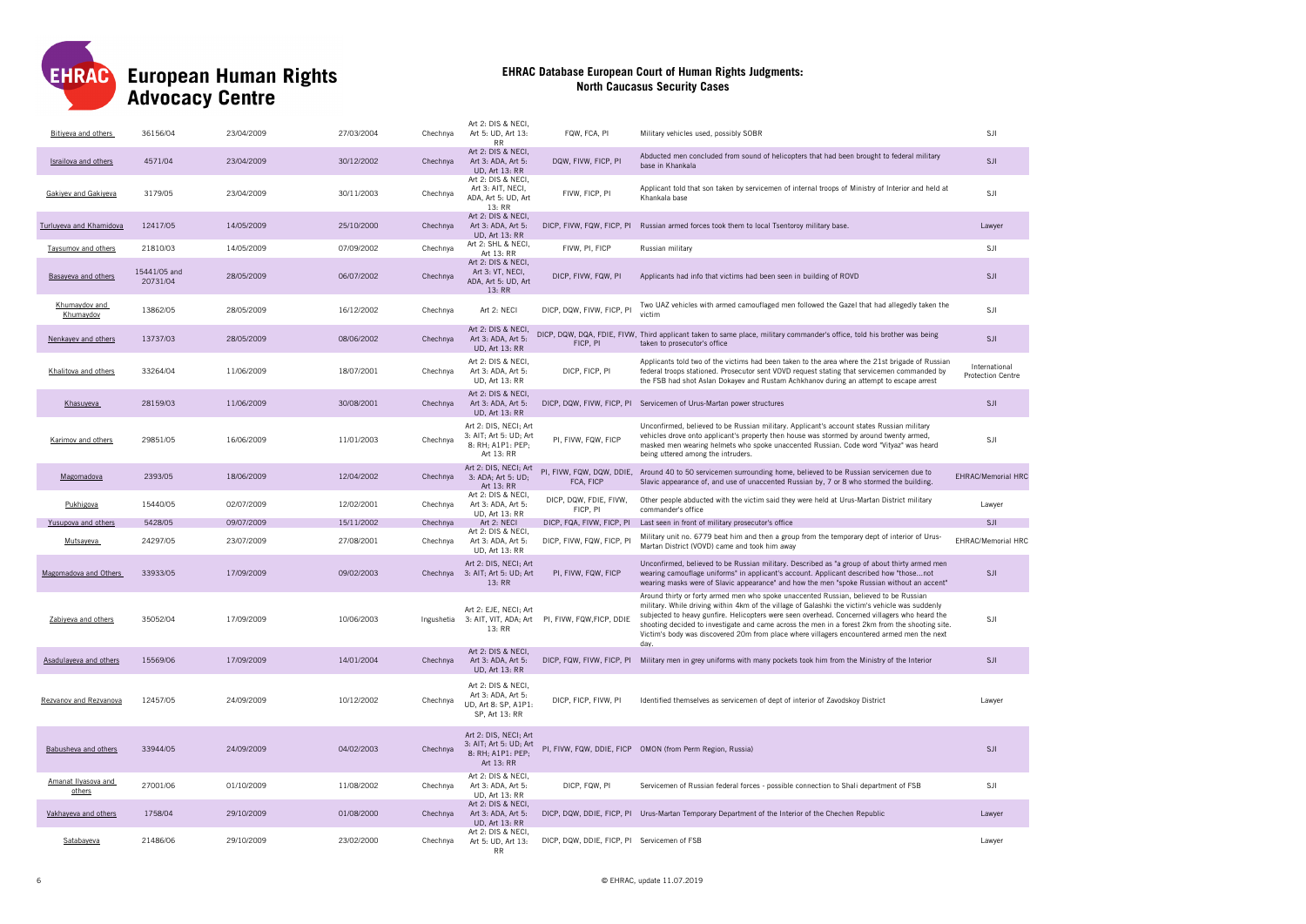# European Human Rights Advocacy Centre

## EHRAC Database European Court of Human Rights Judgments: North Caucasus Security Cases

| | | | | | | | | |
|---|---|---|---|---|---|---|---|---|
| Bitiyeva and others | 36156/04 | 23/04/2009 | 27/03/2004 | Chechnya | Art 2: DIS & NECI, Art 5: UD, Art 13: RR | FQW, FCA, PI | Military vehicles used, possibly SOBR | SJI |
| Israilova and others | 4571/04 | 23/04/2009 | 30/12/2002 | Chechnya | Art 2: DIS & NECI, Art 3: ADA, Art 5: UD, Art 13: RR | DQW, FIVW, FICP, PI | Abducted men concluded from sound of helicopters that had been brought to federal military base in Khankala | SJI |
| Gakiyev and Gakiyeva | 3179/05 | 23/04/2009 | 30/11/2003 | Chechnya | Art 2: DIS & NECI, Art 3: AIT, NECI, ADA, Art 5: UD, Art 13: RR | FIVW, FICP, PI | Applicant told that son taken by servicemen of internal troops of Ministry of Interior and held at Khankala base | SJI |
| Turluyeva and Khamidova | 12417/05 | 14/05/2009 | 25/10/2000 | Chechnya | Art 2: DIS & NECI, Art 3: ADA, Art 5: UD, Art 13: RR | DICP, FIVW, FQW, FICP, PI | Russian armed forces took them to local Tsentoroy military base. | Lawyer |
| Taysumov and others | 21810/03 | 14/05/2009 | 07/09/2002 | Chechnya | Art 2: SHL & NECI, Art 13: RR | FIVW, PI, FICP | Russian military | SJI |
| Basayeva and others | 15441/05 and 20731/04 | 28/05/2009 | 06/07/2002 | Chechnya | Art 2: DIS & NECI, Art 3: VT, NECI, ADA, Art 5: UD, Art 13: RR | DICP, FIVW, FQW, PI | Applicants had info that victims had been seen in building of ROVD | SJI |
| Khumaydov and Khumaydov | 13862/05 | 28/05/2009 | 16/12/2002 | Chechnya | Art 2: NECI | DICP, DQW, FIVW, FICP, PI | Two UAZ vehicles with armed camouflaged men followed the Gazel that had allegedly taken the victim | SJI |
| Nenkayev and others | 13737/03 | 28/05/2009 | 08/06/2002 | Chechnya | Art 2: DIS & NECI, Art 3: ADA, Art 5: UD, Art 13: RR | DICP, DQW, DQA, FDIE, FIVW, FICP, PI | Third applicant taken to same place, military commander's office, told his brother was being taken to prosecutor's office | SJI |
| Khalitova and others | 33264/04 | 11/06/2009 | 18/07/2001 | Chechnya | Art 2: DIS & NECI, Art 3: ADA, Art 5: UD, Art 13: RR | DICP, FICP, PI | Applicants told two of the victims had been taken to the area where the 21st brigade of Russian federal troops stationed. Prosecutor sent VOVD request stating that servicemen commanded by the FSB had shot Aslan Dokayev and Rustam Achkhanov during an attempt to escape arrest | International Protection Centre |
| Khasuyeva | 28159/03 | 11/06/2009 | 30/08/2001 | Chechnya | Art 2: DIS & NECI, Art 3: ADA, Art 5: UD, Art 13: RR | DICP, DQW, FIVW, FICP, PI | Servicemen of Urus-Martan power structures | SJI |
| Karimov and others | 29851/05 | 16/06/2009 | 11/01/2003 | Chechnya | Art 2: DIS, NECI; Art 3: AIT; Art 5: UD; Art 8: RH; A1P1: PEP; Art 13: RR | PI, FIVW, FQW, FICP | Unconfirmed, believed to be Russian military. Applicant's account states Russian military vehicles drove onto applicant's property then house was stormed by around twenty armed, masked men wearing helmets who spoke unaccented Russian. Code word "Vityaz" was heard being uttered among the intruders. | SJI |
| Magomadova | 2393/05 | 18/06/2009 | 12/04/2002 | Chechnya | Art 2: DIS, NECI; Art 3: ADA; Art 5: UD; Art 13: RR | PI, FIVW, FQW, DQW, DDIE, FCA, FICP | Around 40 to 50 servicemen surrounding home, believed to be Russian servicemen due to Slavic appearance of, and use of unaccented Russian by, 7 or 8 who stormed the building. | EHRAC/Memorial HRC |
| Pukhigova | 15440/05 | 02/07/2009 | 12/02/2001 | Chechnya | Art 2: DIS & NECI, Art 3: ADA, Art 5: UD, Art 13: RR | DICP, DQW, FDIE, FIVW, FICP, PI | Other people abducted with the victim said they were held at Urus-Martan District military commander's office | Lawyer |
| Yusupova and others | 5428/05 | 09/07/2009 | 15/11/2002 | Chechnya | Art 2: NECI | DICP, FQA, FIVW, FICP, PI | Last seen in front of military prosecutor's office | SJI |
| Mutsayeva | 24297/05 | 23/07/2009 | 27/08/2001 | Chechnya | Art 2: DIS & NECI, Art 3: ADA, Art 5: UD, Art 13: RR | DICP, FIVW, FQW, FICP, PI | Military unit no. 6779 beat him and then a group from the temporary dept of interior of Urus-Martan District (VOVD) came and took him away | EHRAC/Memorial HRC |
| Magomadova and Others | 33933/05 | 17/09/2009 | 09/02/2003 | Chechnya | Art 2: DIS, NECI; Art 3: AIT; Art 5: UD; Art 13: RR | PI, FIVW, FQW, FICP | Unconfirmed, believed to be Russian military. Described as "a group of about thirty armed men wearing camouflage uniforms" in applicant's account. Applicant described how "those...not wearing masks were of Slavic appearance" and how the men "spoke Russian without an accent" | SJI |
| Zabiyeva and others | 35052/04 | 17/09/2009 | 10/06/2003 | Ingushetia | Art 2: EJE, NECI; Art 3: AIT, VIT, ADA; Art 13: RR | PI, FIVW, FQW,FICP, DDIE | Around thirty or forty armed men who spoke unaccented Russian, believed to be Russian military. While driving within 4km of the village of Galashki the victim's vehicle was suddenly subjected to heavy gunfire. Helicopters were seen overhead. Concerned villagers who heard the shooting decided to investigate and came across the men in a forest 2km from the shooting site. Victim's body was discovered 20m from place where villagers encountered armed men the next day. | SJI |
| Asadulayeva and others | 15569/06 | 17/09/2009 | 14/01/2004 | Chechnya | Art 2: DIS & NECI, Art 3: ADA, Art 5: UD, Art 13: RR | DICP, FQW, FIVW, FICP, PI | Military men in grey uniforms with many pockets took him from the Ministry of the Interior | SJI |
| Rezvanov and Rezvanova | 12457/05 | 24/09/2009 | 10/12/2002 | Chechnya | Art 2: DIS & NECI, Art 3: ADA, Art 5: UD, Art 8: SP, A1P1: SP, Art 13: RR | DICP, FICP, FIVW, PI | Identified themselves as servicemen of dept of interior of Zavodskoy District | Lawyer |
| Babusheva and others | 33944/05 | 24/09/2009 | 04/02/2003 | Chechnya | Art 2: DIS, NECI; Art 3: AIT; Art 5: UD; Art 8: RH; A1P1: PEP; Art 13: RR | PI, FIVW, FQW, DDIE, FICP | OMON (from Perm Region, Russia) | SJI |
| Amanat Ilyasova and others | 27001/06 | 01/10/2009 | 11/08/2002 | Chechnya | Art 2: DIS & NECI, Art 3: ADA, Art 5: UD, Art 13: RR | DICP, FQW, PI | Servicemen of Russian federal forces - possible connection to Shali department of FSB | SJI |
| Vakhayeva and others | 1758/04 | 29/10/2009 | 01/08/2000 | Chechnya | Art 2: DIS & NECI, Art 3: ADA, Art 5: UD, Art 13: RR | DICP, DQW, DDIE, FICP, PI | Urus-Martan Temporary Department of the Interior of the Chechen Republic | Lawyer |
| Satabayeva | 21486/06 | 29/10/2009 | 23/02/2000 | Chechnya | Art 2: DIS & NECI, Art 5: UD, Art 13: RR | DICP, DQW, DDIE, FICP, PI | Servicemen of FSB | Lawyer |

© EHRAC, update 11.07.2019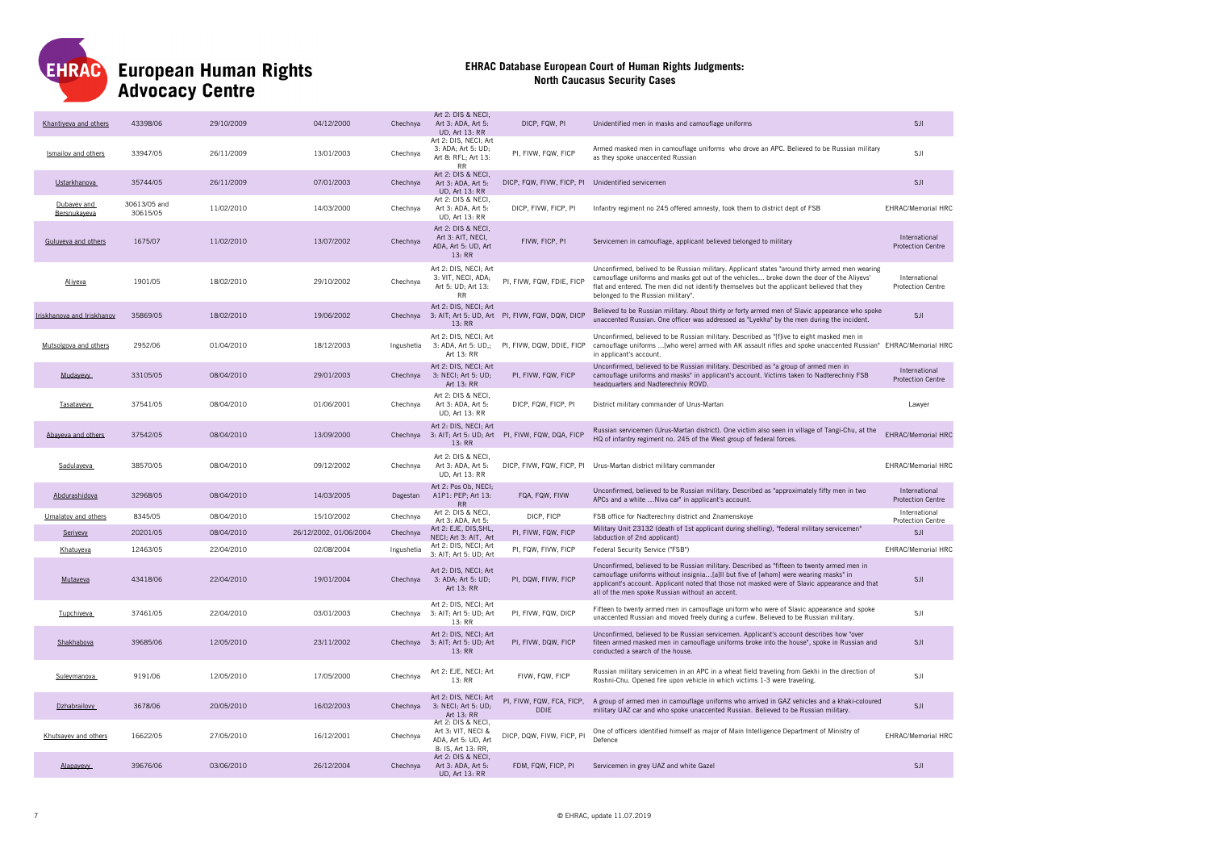# European Human Rights Advocacy Centre

## EHRAC Database European Court of Human Rights Judgments: North Caucasus Security Cases

| | | | | | | | | |
|---|---|---|---|---|---|---|---|---|
| Khantiyeva and others | 43398/06 | 29/10/2009 | 04/12/2000 | Chechnya | Art 2: DIS & NECI, Art 3: ADA, Art 5: UD, Art 13: RR | DICP, FQW, PI | Unidentified men in masks and camouflage uniforms | SJI |
| Ismailov and others | 33947/05 | 26/11/2009 | 13/01/2003 | Chechnya | Art 2: DIS, NECI; Art 3: ADA; Art 5: UD; Art 8: RFL; Art 13: RR | PI, FIVW, FQW, FICP | Armed masked men in camouflage uniforms who drove an APC. Believed to be Russian military as they spoke unaccented Russian | SJI |
| Ustarkhanova | 35744/05 | 26/11/2009 | 07/01/2003 | Chechnya | Art 2: DIS & NECI, Art 3: ADA, Art 5: UD, Art 13: RR | DICP, FQW, FIVW, FICP, PI | Unidentified servicemen | SJI |
| Dubayev and Bersnukayeva | 30613/05 and 30615/05 | 11/02/2010 | 14/03/2000 | Chechnya | Art 2: DIS & NECI, Art 3: ADA, Art 5: UD, Art 13: RR | DICP, FIVW, FICP, PI | Infantry regiment no 245 offered amnesty, took them to district dept of FSB | EHRAC/Memorial HRC |
| Guluyeva and others | 1675/07 | 11/02/2010 | 13/07/2002 | Chechnya | Art 2: DIS & NECI, Art 3: AIT, NECI, ADA, Art 5: UD, Art 13: RR | FIVW, FICP, PI | Servicemen in camouflage, applicant believed belonged to military | International Protection Centre |
| Aliyeva | 1901/05 | 18/02/2010 | 29/10/2002 | Chechnya | Art 2: DIS, NECI; Art 3: VIT, NECI, ADA; Art 5: UD; Art 13: RR | PI, FIVW, FQW, FDIE, FICP | Unconfirmed, belived to be Russian military. Applicant states "around thirty armed men wearing camouflage uniforms and masks got out of the vehicles... broke down the door of the Aliyevs' flat and entered. The men did not identify themselves but the applicant believed that they belonged to the Russian military". | International Protection Centre |
| Iriskhanova and Iriskhanov | 35869/05 | 18/02/2010 | 19/06/2002 | Chechnya | Art 2: DIS, NECI; Art 3: AIT; Art 5: UD, Art 13: RR | PI, FIVW, FQW, DQW, DICP | Believed to be Russian military. About thirty or forty armed men of Slavic appearance who spoke unaccented Russian. One officer was addressed as "Lyekha" by the men during the incident. | SJI |
| Mutsolgova and others | 2952/06 | 01/04/2010 | 18/12/2003 | Ingushetia | Art 2: DIS, NECI; Art 3: ADA, Art 5: UD,; Art 13: RR | PI, FIVW, DQW, DDIE, FICP | Unconfirmed, believed to be Russian military. Described as "[f]ive to eight masked men in camouflage uniforms ...[who were] armed with AK assault rifles and spoke unaccented Russian" in applicant's account. | EHRAC/Memorial HRC |
| Mudayevy | 33105/05 | 08/04/2010 | 29/01/2003 | Chechnya | Art 2: DIS, NECI; Art 3: NECI; Art 5: UD; Art 13: RR | PI, FIVW, FQW, FICP | Unconfirmed, believed to be Russian military. Described as "a group of armed men in camouflage uniforms and masks" in applicant's account. Victims taken to Nadterechniy FSB headquarters and Nadterechniy ROVD. | International Protection Centre |
| Tasatayevy | 37541/05 | 08/04/2010 | 01/06/2001 | Chechnya | Art 2: DIS & NECI, Art 3: ADA, Art 5: UD, Art 13: RR | DICP, FQW, FICP, PI | District military commander of Urus-Martan | Lawyer |
| Abayeva and others | 37542/05 | 08/04/2010 | 13/09/2000 | Chechnya | Art 2: DIS, NECI; Art 3: AIT; Art 5: UD; Art 13: RR | PI, FIVW, FQW, DQA, FICP | Russian servicemen (Urus-Martan district). One victim also seen in village of Tangi-Chu, at the HQ of infantry regiment no. 245 of the West group of federal forces. | EHRAC/Memorial HRC |
| Sadulayeva | 38570/05 | 08/04/2010 | 09/12/2002 | Chechnya | Art 2: DIS & NECI, Art 3: ADA, Art 5: UD, Art 13: RR | DICP, FIVW, FQW, FICP, PI | Urus-Martan district military commander | EHRAC/Memorial HRC |
| Abdurashidova | 32968/05 | 08/04/2010 | 14/03/2005 | Dagestan | Art 2: Pos Ob, NECI; A1P1: PEP; Art 13: RR | FQA, FQW, FIVW | Unconfirmed, believed to be Russian military. Described as "approximately fifty men in two APCs and a white ...Niva car" in applicant's account. | International Protection Centre |
| Umalatov and others | 8345/05 | 08/04/2010 | 15/10/2002 | Chechnya | Art 2: DIS & NECI, Art 3: ADA, Art 5: | DICP, FICP | FSB office for Nadterechny district and Znamenskoye | International Protection Centre |
| Seriyevy | 20201/05 | 08/04/2010 | 26/12/2002, 01/06/2004 | Chechnya | Art 2: EJE, DIS,SHL, NECI; Art 3: AIT, Art | PI, FIVW, FQW, FICP | Military Unit 23132 (death of 1st applicant during shelling), "federal military servicemen" (abduction of 2nd applicant) | SJI |
| Khatuyeva | 12463/05 | 22/04/2010 | 02/08/2004 | Ingushetia | Art 2: DIS, NECI; Art 3: AIT; Art 5: UD; Art | PI, FQW, FIVW, FICP | Federal Security Service ("FSB") | EHRAC/Memorial HRC |
| Mutayeva | 43418/06 | 22/04/2010 | 19/01/2004 | Chechnya | Art 2: DIS, NECI; Art 3: ADA; Art 5: UD; Art 13: RR | PI, DQW, FIVW, FICP | Unconfirmed, believed to be Russian military. Described as "fifteen to twenty armed men in camouflage uniforms without insignia...[a]ll but five of [whom] were wearing masks" in applicant's account. Applicant noted that those not masked were of Slavic appearance and that all of the men spoke Russian without an accent. | SJI |
| Tupchiyeva | 37461/05 | 22/04/2010 | 03/01/2003 | Chechnya | Art 2: DIS, NECI; Art 3: AIT; Art 5: UD; Art 13: RR | PI, FIVW, FQW, DICP | Fifteen to twenty armed men in camouflage uniform who were of Slavic appearance and spoke unaccented Russian and moved freely during a curfew. Believed to be Russian military. | SJI |
| Shakhabova | 39685/06 | 12/05/2010 | 23/11/2002 | Chechnya | Art 2: DIS, NECI; Art 3: AIT; Art 5: UD; Art 13: RR | PI, FIVW, DQW, FICP | Unconfirmed, believed to be Russian servicemen. Applicant's account describes how "over fifteen armed masked men in camouflage uniforms broke into the house", spoke in Russian and conducted a search of the house. | SJI |
| Suleymanova | 9191/06 | 12/05/2010 | 17/05/2000 | Chechnya | Art 2: EJE, NECI; Art 13: RR | FIVW, FQW, FICP | Russian military servicemen in an APC in a wheat field traveling from Gekhi in the direction of Roshni-Chu. Opened fire upon vehicle in which victims 1-3 were traveling. | SJI |
| Dzhabrailovy | 3678/06 | 20/05/2010 | 16/02/2003 | Chechnya | Art 2: DIS, NECI; Art 3: NECI; Art 5: UD; Art 13: RR | PI, FIVW, FQW, FCA, FICP, DDIE | A group of armed men in camouflage uniforms who arrived in GAZ vehicles and a khaki-coloured military UAZ car and who spoke unaccented Russian. Believed to be Russian military. | SJI |
| Khutsayev and others | 16622/05 | 27/05/2010 | 16/12/2001 | Chechnya | Art 2: DIS & NECI, Art 3: VIT, NECI & ADA, Art 5: UD, Art 8: IS, Art 13: RR, | DICP, DQW, FIVW, FICP, PI | One of officers identified himself as major of Main Intelligence Department of Ministry of Defence | EHRAC/Memorial HRC |
| Alapayevy | 39676/06 | 03/06/2010 | 26/12/2004 | Chechnya | Art 2: DIS & NECI, Art 3: ADA, Art 5: UD, Art 13: RR | FDM, FQW, FICP, PI | Servicemen in grey UAZ and white Gazel | SJI |

© EHRAC, update 11.07.2019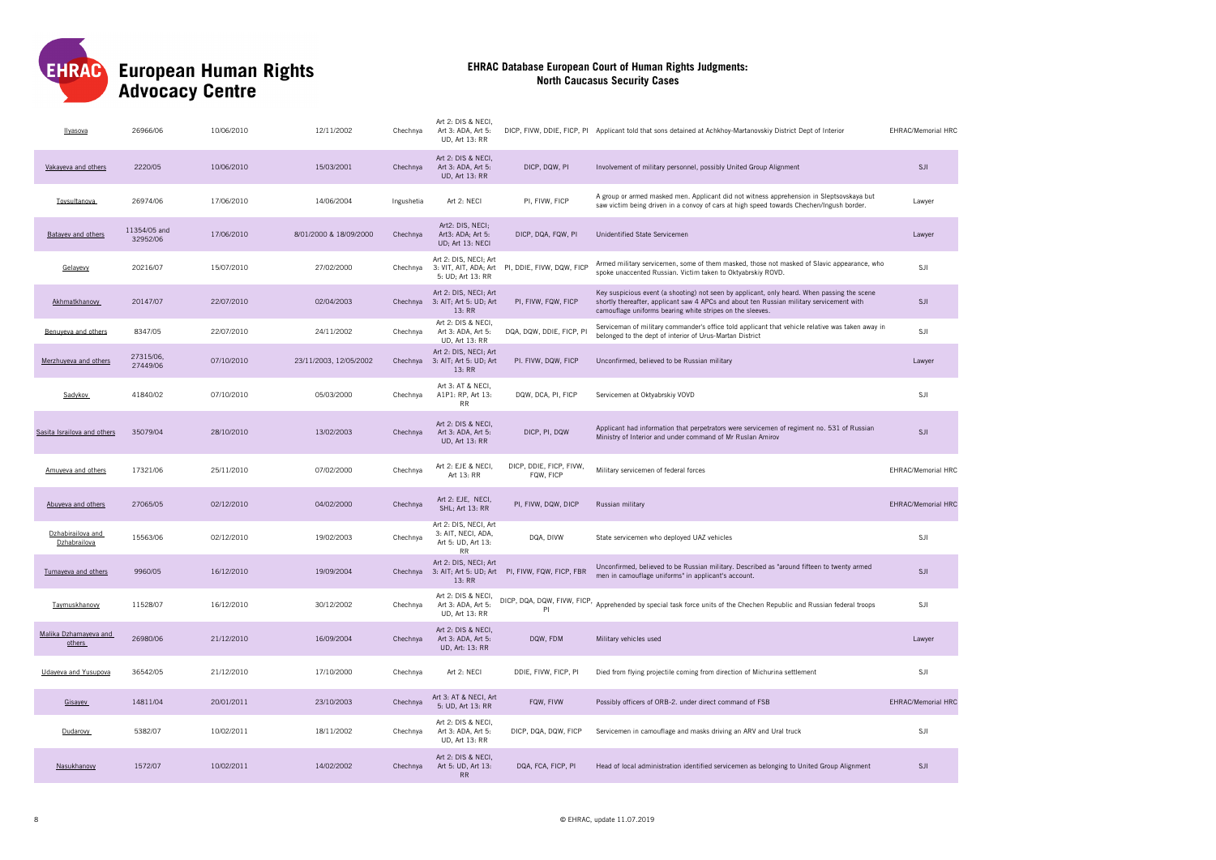# European Human Rights Advocacy Centre

## EHRAC Database European Court of Human Rights Judgments: North Caucasus Security Cases

| | | | | | | | | |
|---|---|---|---|---|---|---|---|---|
| Ilyasova | 26966/06 | 10/06/2010 | 12/11/2002 | Chechnya | Art 2: DIS & NECI, Art 3: ADA, Art 5: UD, Art 13: RR | DICP, FIVW, DDIE, FICP, PI | Applicant told that sons detained at Achkhoy-Martanovskiy District Dept of Interior | EHRAC/Memorial HRC |
| Vakayeva and others | 2220/05 | 10/06/2010 | 15/03/2001 | Chechnya | Art 2: DIS & NECI, Art 3: ADA, Art 5: UD, Art 13: RR | DICP, DQW, PI | Involvement of military personnel, possibly United Group Alignment | SJI |
| Toysultanova | 26974/06 | 17/06/2010 | 14/06/2004 | Ingushetia | Art 2: NECI | PI, FIVW, FICP | A group or armed masked men. Applicant did not witness apprehension in Sleptsovskaya but saw victim being driven in a convoy of cars at high speed towards Chechen/Ingush border. | Lawyer |
| Batayev and others | 11354/05 and 32952/06 | 17/06/2010 | 8/01/2000 & 18/09/2000 | Chechnya | Art2: DIS, NECI; Art3: ADA; Art 5: UD; Art 13: NECI | DICP, DQA, FQW, PI | Unidentified State Servicemen | Lawyer |
| Gelayevy | 20216/07 | 15/07/2010 | 27/02/2000 | Chechnya | Art 2: DIS, NECI; Art 3: VIT, AIT, ADA; Art 5: UD; Art 13: RR | PI, DDIE, FIVW, DQW, FICP | Armed military servicemen, some of them masked, those not masked of Slavic appearance, who spoke unaccented Russian. Victim taken to Oktyabrskiy ROVD. | SJI |
| Akhmatkhanovy | 20147/07 | 22/07/2010 | 02/04/2003 | Chechnya | Art 2: DIS, NECI; Art 3: AIT; Art 5: UD; Art 13: RR | PI, FIVW, FQW, FICP | Key suspicious event (a shooting) not seen by applicant, only heard. When passing the scene shortly thereafter, applicant saw 4 APCs and about ten Russian military servicement with camouflage uniforms bearing white stripes on the sleeves. | SJI |
| Benuyeva and others | 8347/05 | 22/07/2010 | 24/11/2002 | Chechnya | Art 2: DIS & NECI, Art 3: ADA, Art 5: UD, Art 13: RR | DQA, DQW, DDIE, FICP, PI | Serviceman of military commander's office told applicant that vehicle relative was taken away in belonged to the dept of interior of Urus-Martan District | SJI |
| Merzhuyeva and others | 27315/06, 27449/06 | 07/10/2010 | 23/11/2003, 12/05/2002 | Chechnya | Art 2: DIS, NECI; Art 3: AIT; Art 5: UD; Art 13: RR | PI. FIVW, DQW, FICP | Unconfirmed, believed to be Russian military | Lawyer |
| Sadykov | 41840/02 | 07/10/2010 | 05/03/2000 | Chechnya | Art 3: AT & NECI, A1P1: RP, Art 13: RR | DQW, DCA, PI, FICP | Servicemen at Oktyabrskiy VOVD | SJI |
| Sasita Israilova and others | 35079/04 | 28/10/2010 | 13/02/2003 | Chechnya | Art 2: DIS & NECI, Art 3: ADA, Art 5: UD, Art 13: RR | DICP, PI, DQW | Applicant had information that perpetrators were servicemen of regiment no. 531 of Russian Ministry of Interior and under command of Mr Ruslan Amirov | SJI |
| Amuyeva and others | 17321/06 | 25/11/2010 | 07/02/2000 | Chechnya | Art 2: EJE & NECI, Art 13: RR | DICP, DDIE, FICP, FIVW, FQW, FICP | Military servicemen of federal forces | EHRAC/Memorial HRC |
| Abuyeva and others | 27065/05 | 02/12/2010 | 04/02/2000 | Chechnya | Art 2: EJE, NECI, SHL; Art 13: RR | PI, FIVW, DQW, DICP | Russian military | EHRAC/Memorial HRC |
| Dzhabirailova and Dzhabrailova | 15563/06 | 02/12/2010 | 19/02/2003 | Chechnya | Art 2: DIS, NECI, Art 3: AIT, NECI, ADA, Art 5: UD, Art 13: RR | DQA, DIVW | State servicemen who deployed UAZ vehicles | SJI |
| Tumayeva and others | 9960/05 | 16/12/2010 | 19/09/2004 | Chechnya | Art 2: DIS, NECI; Art 3: AIT; Art 5: UD; Art 13: RR | PI, FIVW, FQW, FICP, FBR | Unconfirmed, believed to be Russian military. Described as "around fifteen to twenty armed men in camouflage uniforms" in applicant's account. | SJI |
| Taymuskhanovy | 11528/07 | 16/12/2010 | 30/12/2002 | Chechnya | Art 2: DIS & NECI, Art 3: ADA, Art 5: UD, Art 13: RR | DICP, DQA, DQW, FIVW, FICP, PI | Apprehended by special task force units of the Chechen Republic and Russian federal troops | SJI |
| Malika Dzhamayeva and others | 26980/06 | 21/12/2010 | 16/09/2004 | Chechnya | Art 2: DIS & NECI, Art 3: ADA, Art 5: UD, Art: 13: RR | DQW, FDM | Military vehicles used | Lawyer |
| Udayeva and Yusupova | 36542/05 | 21/12/2010 | 17/10/2000 | Chechnya | Art 2: NECI | DDIE, FIVW, FICP, PI | Died from flying projectile coming from direction of Michurina settlement | SJI |
| Gisayev | 14811/04 | 20/01/2011 | 23/10/2003 | Chechnya | Art 3: AT & NECI, Art 5: UD, Art 13: RR | FQW, FIVW | Possibly officers of ORB-2. under direct command of FSB | EHRAC/Memorial HRC |
| Dudarovy | 5382/07 | 10/02/2011 | 18/11/2002 | Chechnya | Art 2: DIS & NECI, Art 3: ADA, Art 5: UD, Art 13: RR | DICP, DQA, DQW, FICP | Servicemen in camouflage and masks driving an ARV and Ural truck | SJI |
| Nasukhanovy | 1572/07 | 10/02/2011 | 14/02/2002 | Chechnya | Art 2: DIS & NECI, Art 5: UD, Art 13: RR | DQA, FCA, FICP, PI | Head of local administration identified servicemen as belonging to United Group Alignment | SJI |

© EHRAC, update 11.07.2019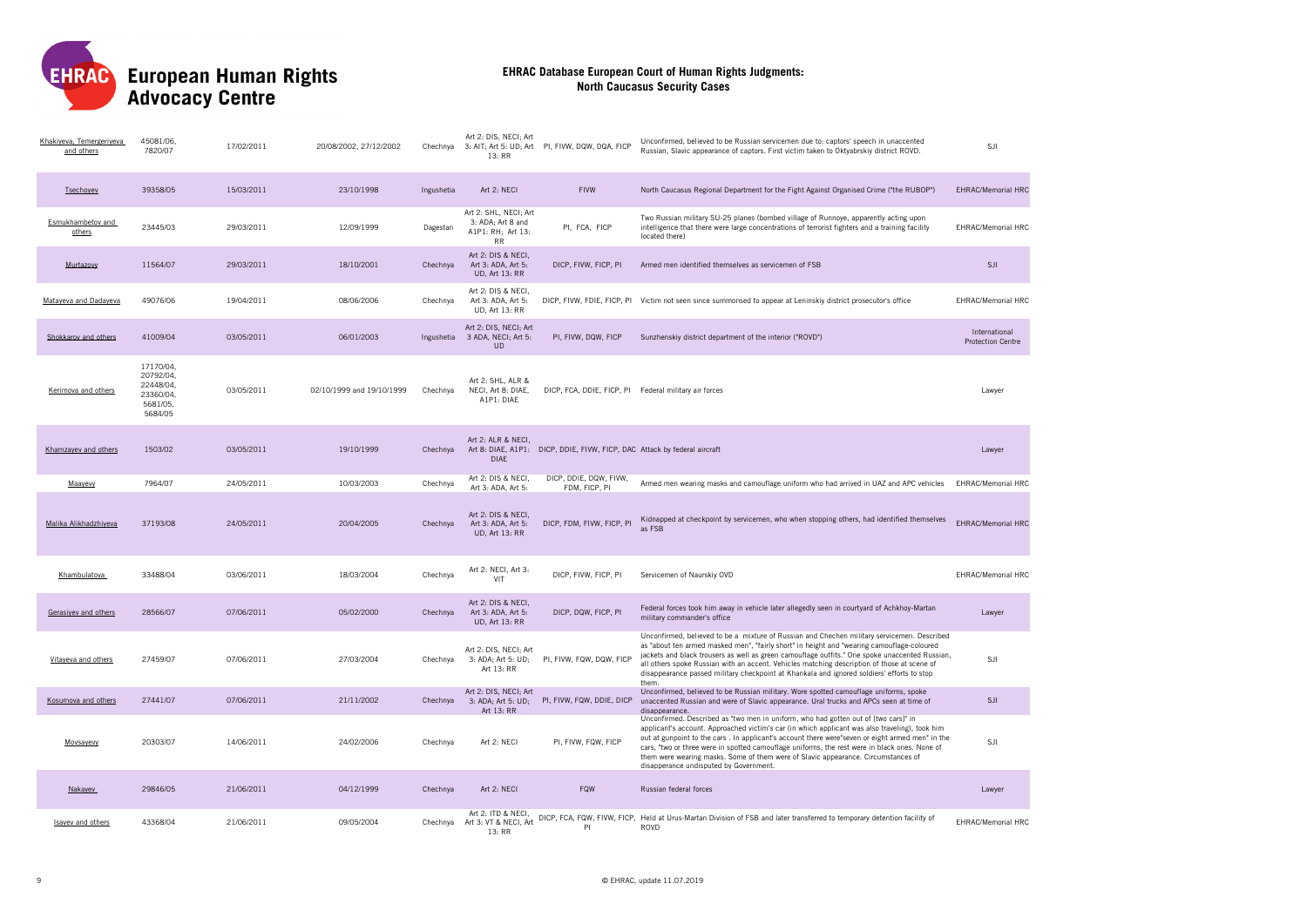# EHRAC Database European Court of Human Rights Judgments: North Caucasus Security Cases

| | | | | | | | | |
|---|---|---|---|---|---|---|---|---|
| Khakiyeva, Temergeriyeva and others | 45081/06, 7820/07 | 17/02/2011 | 20/08/2002, 27/12/2002 | Chechnya | Art 2: DIS, NECI; Art 3: AIT; Art 5: UD; Art 13: RR | PI, FIVW, DQW, DQA, FICP | Unconfirmed, believed to be Russian servicemen due to: captors' speech in unaccented Russian, Slavic appearance of captors. First victim taken to Oktyabrskiy district ROVD. | SJI |
| Tsechoyev | 39358/05 | 15/03/2011 | 23/10/1998 | Ingushetia | Art 2: NECI | FIVW | North Caucasus Regional Department for the Fight Against Organised Crime ("the RUBOP") | EHRAC/Memorial HRC |
| Esmukhambetov and others | 23445/03 | 29/03/2011 | 12/09/1999 | Dagestan | Art 2: SHL, NECI; Art 3: ADA; Art 8 and A1P1: RH; Art 13: RR | PI, FCA, FICP | Two Russian military SU-25 planes (bombed village of Runnoye, apparently acting upon intelligence that there were large concentrations of terrorist fighters and a training facility located there) | EHRAC/Memorial HRC |
| Murtazovy | 11564/07 | 29/03/2011 | 18/10/2001 | Chechnya | Art 2: DIS & NECI, Art 3: ADA, Art 5: UD, Art 13: RR | DICP, FIVW, FICP, PI | Armed men identified themselves as servicemen of FSB | SJI |
| Matayeva and Dadayeva | 49076/06 | 19/04/2011 | 08/06/2006 | Chechnya | Art 2: DIS & NECI, Art 3: ADA, Art 5: UD, Art 13: RR | DICP, FIVW, FDIE, FICP, PI | Victim not seen since summonsed to appear at Leninskiy district prosecutor's office | EHRAC/Memorial HRC |
| Shokkarov and others | 41009/04 | 03/05/2011 | 06/01/2003 | Ingushetia | Art 2: DIS, NECI; Art 3 ADA, NECI; Art 5: UD | PI, FIVW, DQW, FICP | Sunzhenskiy district department of the interior ("ROVD") | International Protection Centre |
| Kerimova and others | 17170/04, 20792/04, 22448/04, 23360/04, 5681/05, 5684/05 | 03/05/2011 | 02/10/1999 and 19/10/1999 | Chechnya | Art 2: SHL, ALR & NECI, Art 8: DIAE, A1P1: DIAE | DICP, FCA, DDIE, FICP, PI | Federal military air forces | Lawyer |
| Khamzayev and others | 1503/02 | 03/05/2011 | 19/10/1999 | Chechnya | Art 2: ALR & NECI, Art 8: DIAE, A1P1: DIAE | DICP, DDIE, FIVW, FICP, DAC | Attack by federal aircraft | Lawyer |
| Maayevy | 7964/07 | 24/05/2011 | 10/03/2003 | Chechnya | Art 2: DIS & NECI, Art 3: ADA, Art 5: | DICP, DDIE, DQW, FIVW, FDM, FICP, PI | Armed men wearing masks and camouflage uniform who had arrived in UAZ and APC vehicles | EHRAC/Memorial HRC |
| Malika Alikhadzhiyeva | 37193/08 | 24/05/2011 | 20/04/2005 | Chechnya | Art 2: DIS & NECI, Art 3: ADA, Art 5: UD, Art 13: RR | DICP, FDM, FIVW, FICP, PI | Kidnapped at checkpoint by servicemen, who when stopping others, had identified themselves as FSB | EHRAC/Memorial HRC |
| Khambulatova | 33488/04 | 03/06/2011 | 18/03/2004 | Chechnya | Art 2: NECI, Art 3: VIT | DICP, FIVW, FICP, PI | Servicemen of Naurskiy OVD | EHRAC/Memorial HRC |
| Gerasiyev and others | 28566/07 | 07/06/2011 | 05/02/2000 | Chechnya | Art 2: DIS & NECI, Art 3: ADA, Art 5: UD, Art 13: RR | DICP, DQW, FICP, PI | Federal forces took him away in vehicle later allegedly seen in courtyard of Achkhoy-Martan military commander's office | Lawyer |
| Vitayeva and others | 27459/07 | 07/06/2011 | 27/03/2004 | Chechnya | Art 2: DIS, NECI; Art 3: ADA; Art 5: UD; Art 13: RR | PI, FIVW, FQW, DQW, FICP | Unconfirmed, believed to be a mixture of Russian and Chechen military servicemen. Described as "about ten armed masked men", "fairly short" in height and "wearing camouflage-coloured jackets and black trousers as well as green camouflage outfits." One spoke unaccented Russian, all others spoke Russian with an accent. Vehicles matching description of those at scene of disappearance passed military checkpoint at Khankala and ignored soldiers' efforts to stop them. | SJI |
| Kosumova and others | 27441/07 | 07/06/2011 | 21/11/2002 | Chechnya | Art 2: DIS, NECI; Art 3: ADA; Art 5: UD; Art 13: RR | PI, FIVW, FQW, DDIE, DICP | Unconfirmed, believed to be Russian military. Wore spotted camouflage uniforms, spoke unaccented Russian and were of Slavic appearance. Ural trucks and APCs seen at time of disappearance. | SJI |
| Movsayevy | 20303/07 | 14/06/2011 | 24/02/2006 | Chechnya | Art 2: NECI | PI, FIVW, FQW, FICP | Unconfirmed. Described as "two men in uniform, who had gotten out of [two cars]" in applicant's account. Approached victim's car (in which applicant was also traveling), took him out at gunpoint to the cars . In applicant's account there were"seven or eight armed men" in the cars, "two or three were in spotted camouflage uniforms, the rest were in black ones. None of them were wearing masks. Some of them were of Slavic appearance. Circumstances of disapperance undisputed by Government. | SJI |
| Nakayev | 29846/05 | 21/06/2011 | 04/12/1999 | Chechnya | Art 2: NECI | FQW | Russian federal forces | Lawyer |
| Isayev and others | 43368/04 | 21/06/2011 | 09/05/2004 | Chechnya | Art 2: ITD & NECI, Art 3: VT & NECI, Art 13: RR | DICP, FCA, FQW, FIVW, FICP, PI | Held at Urus-Martan Division of FSB and later transferred to temporary detention facility of ROVD | EHRAC/Memorial HRC |

© EHRAC, update 11.07.2019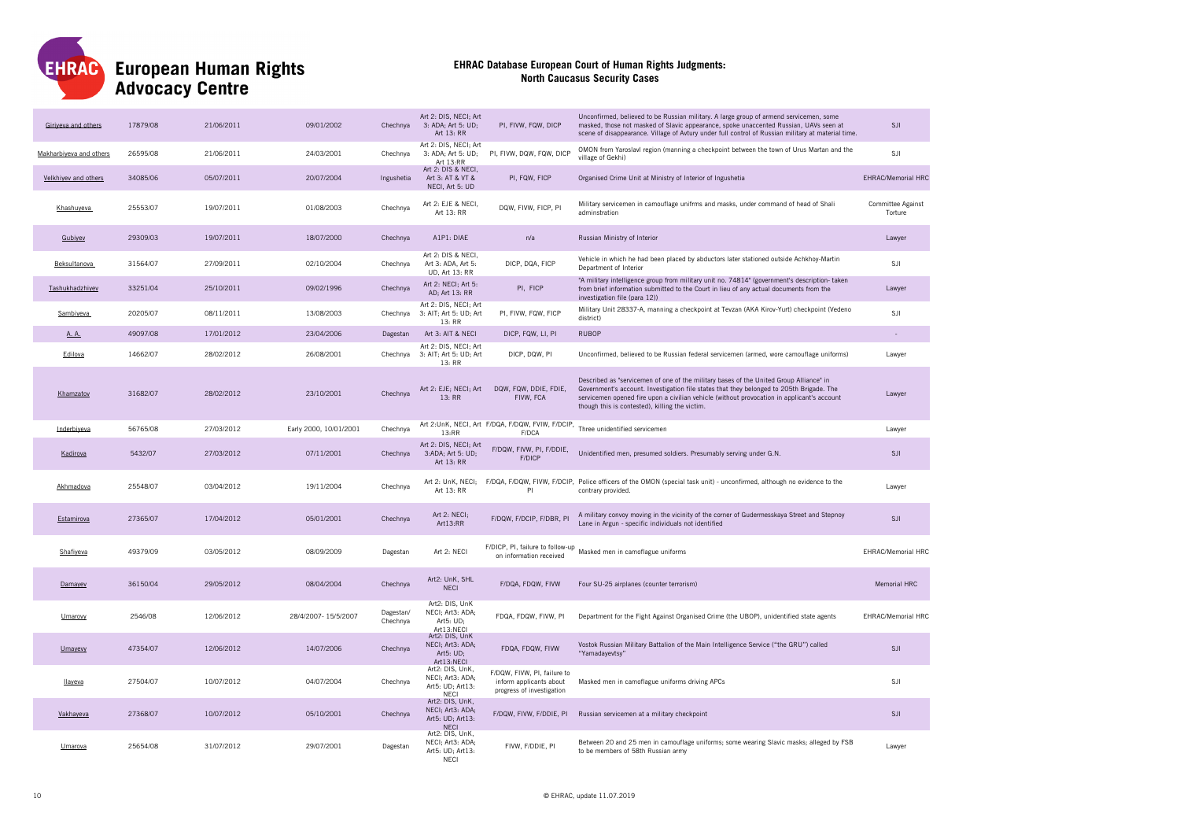# European Human Rights Advocacy Centre

## EHRAC Database European Court of Human Rights Judgments: North Caucasus Security Cases

| | | | | | | | | |
|---|---|---|---|---|---|---|---|---|
| Giriyeva and others | 17879/08 | 21/06/2011 | 09/01/2002 | Chechnya | Art 2: DIS, NECI; Art 3: ADA; Art 5: UD; Art 13: RR | PI, FIVW, FQW, DICP | Unconfirmed, believed to be Russian military. A large group of armend servicemen, some masked, those not masked of Slavic appearance, spoke unaccented Russian, UAVs seen at scene of disappearance. Village of Avtury under full control of Russian military at material time. | SJI |
| Makharbiyeva and others | 26595/08 | 21/06/2011 | 24/03/2001 | Chechnya | Art 2: DIS, NECI; Art 3: ADA; Art 5: UD; Art 13:RR | PI, FIVW, DQW, FQW, DICP | OMON from Yaroslavl region (manning a checkpoint between the town of Urus Martan and the village of Gekhi) | SJI |
| Velkhiyev and others | 34085/06 | 05/07/2011 | 20/07/2004 | Ingushetia | Art 2: DIS & NECI, Art 3: AT & VT & NECI, Art 5: UD | PI, FQW, FICP | Organised Crime Unit at Ministry of Interior of Ingushetia | EHRAC/Memorial HRC |
| Khashuyeva | 25553/07 | 19/07/2011 | 01/08/2003 | Chechnya | Art 2: EJE & NECI, Art 13: RR | DQW, FIVW, FICP, PI | Military servicemen in camouflage unifrms and masks, under command of head of Shali adminstration | Committee Against Torture |
| Gubiyev | 29309/03 | 19/07/2011 | 18/07/2000 | Chechnya | A1P1: DIAE | n/a | Russian Ministry of Interior | Lawyer |
| Beksultanova | 31564/07 | 27/09/2011 | 02/10/2004 | Chechnya | Art 2: DIS & NECI, Art 3: ADA, Art 5: UD, Art 13: RR | DICP, DQA, FICP | Vehicle in which he had been placed by abductors later stationed outside Achkhoy-Martin Department of Interior | SJI |
| Tashukhadzhiyev | 33251/04 | 25/10/2011 | 09/02/1996 | Chechnya | Art 2: NECI; Art 5: AD; Art 13: RR | PI, FICP | "A military intelligence group from military unit no. 74814" (government's description- taken from brief information submitted to the Court in lieu of any actual documents from the investigation file (para 12)) | Lawyer |
| Sambiyeva | 20205/07 | 08/11/2011 | 13/08/2003 | Chechnya | Art 2: DIS, NECI; Art 3: AIT; Art 5: UD; Art 13: RR | PI, FIVW, FQW, FICP | Military Unit 28337-A, manning a checkpoint at Tevzan (AKA Kirov-Yurt) checkpoint (Vedeno district) | SJI |
| A. A. | 49097/08 | 17/01/2012 | 23/04/2006 | Dagestan | Art 3: AIT & NECI | DICP, FQW, LI, PI | RUBOP | - |
| Edilova | 14662/07 | 28/02/2012 | 26/08/2001 | Chechnya | Art 2: DIS, NECI; Art 3: AIT; Art 5: UD; Art 13: RR | DICP, DQW, PI | Unconfirmed, believed to be Russian federal servicemen (armed, wore camouflage uniforms) | Lawyer |
| Khamzatov | 31682/07 | 28/02/2012 | 23/10/2001 | Chechnya | Art 2: EJE; NECI; Art 13: RR | DQW, FQW, DDIE, FDIE, FIVW, FCA | Described as "servicemen of one of the military bases of the United Group Alliance" in Government's account. Investigation file states that they belonged to 205th Brigade. The servicemen opened fire upon a civilian vehicle (without provocation in applicant's account though this is contested), killing the victim. | Lawyer |
| Inderbiyeva | 56765/08 | 27/03/2012 | Early 2000, 10/01/2001 | Chechnya | Art 2:UnK, NECI, Art 13:RR | F/DQA, F/DQW, FVIW, F/DCIP, F/DCA | Three unidentified servicemen | Lawyer |
| Kadirova | 5432/07 | 27/03/2012 | 07/11/2001 | Chechnya | Art 2: DIS, NECI; Art 3:ADA; Art 5: UD; Art 13: RR | F/DQW, FIVW, PI, F/DDIE, F/DICP | Unidentified men, presumed soldiers. Presumably serving under G.N. | SJI |
| Akhmadova | 25548/07 | 03/04/2012 | 19/11/2004 | Chechnya | Art 2: UnK, NECI; Art 13: RR | F/DQA, F/DQW, FIVW, F/DCIP, PI | Police officers of the OMON (special task unit) - unconfirmed, although no evidence to the contrary provided. | Lawyer |
| Estamirova | 27365/07 | 17/04/2012 | 05/01/2001 | Chechnya | Art 2: NECI; Art13:RR | F/DQW, F/DCIP, F/DBR, PI | A military convoy moving in the vicinity of the corner of Gudermesskaya Street and Stepnoy Lane in Argun - specific individuals not identified | SJI |
| Shafiyeva | 49379/09 | 03/05/2012 | 08/09/2009 | Dagestan | Art 2: NECI | F/DICP, PI, failure to follow-up on information received | Masked men in camoflague uniforms | EHRAC/Memorial HRC |
| Damayev | 36150/04 | 29/05/2012 | 08/04/2004 | Chechnya | Art2: UnK, SHL NECI | F/DQA, FDQW, FIVW | Four SU-25 airplanes (counter terrorism) | Memorial HRC |
| Umarovy | 2546/08 | 12/06/2012 | 28/4/2007- 15/5/2007 | Dagestan/ Chechnya | Art2: DIS, UnK NECI; Art3: ADA; Art5: UD; Art13:NECI | FDQA, FDQW, FIVW, PI | Department for the Fight Against Organised Crime (the UBOP), unidentified state agents | EHRAC/Memorial HRC |
| Umayevy | 47354/07 | 12/06/2012 | 14/07/2006 | Chechnya | Art2: DIS, UnK NECI; Art3: ADA; Art5: UD; Art13:NECI | FDQA, FDQW, FIVW | Vostok Russian Military Battalion of the Main Intelligence Service ("the GRU") called "Yamadayevtsy" | SJI |
| Ilayeva | 27504/07 | 10/07/2012 | 04/07/2004 | Chechnya | Art2: DIS, UnK, NECI; Art3: ADA; Art5: UD; Art13: NECI | F/DQW, FIVW, PI, failure to inform applicants about progress of investigation | Masked men in camoflague uniforms driving APCs | SJI |
| Vakhayeva | 27368/07 | 10/07/2012 | 05/10/2001 | Chechnya | Art2: DIS, UnK, NECI; Art3: ADA; Art5: UD; Art13: NECI | F/DQW, FIVW, F/DDIE, PI | Russian servicemen at a military checkpoint | SJI |
| Umarova | 25654/08 | 31/07/2012 | 29/07/2001 | Dagestan | Art2: DIS, UnK, NECI; Art3: ADA; Art5: UD; Art13: NECI | FIVW, F/DDIE, PI | Between 20 and 25 men in camouflage uniforms; some wearing Slavic masks; alleged by FSB to be members of 58th Russian army | Lawyer |

© EHRAC, update 11.07.2019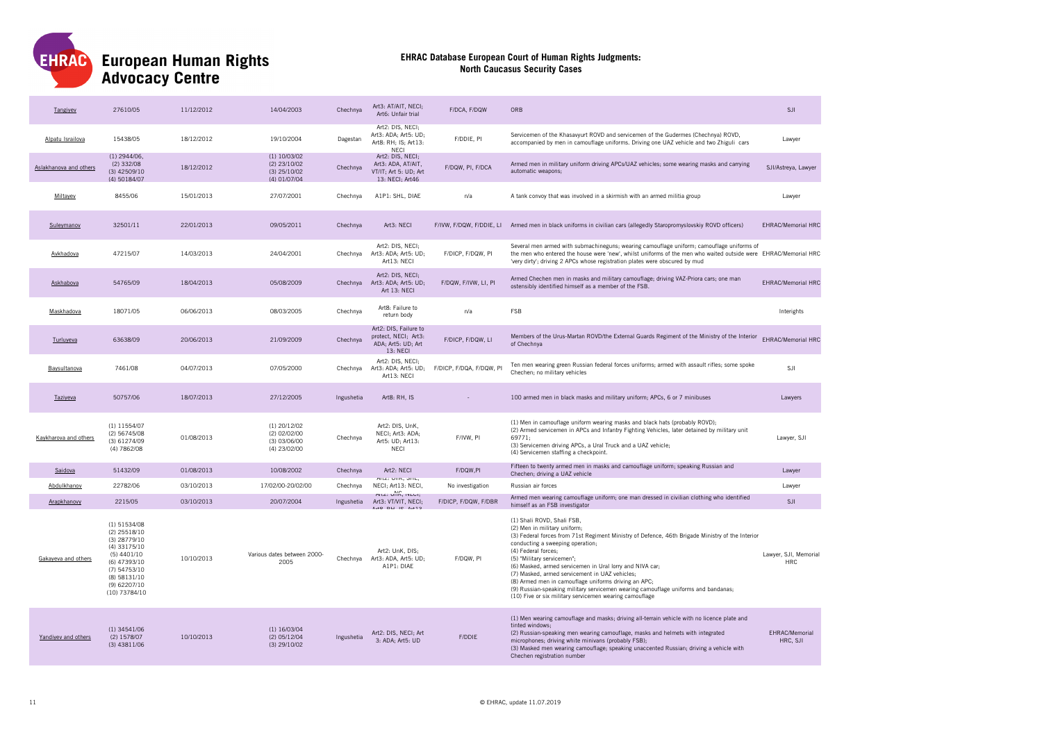# European Human Rights Advocacy Centre

## EHRAC Database European Court of Human Rights Judgments: North Caucasus Security Cases

| | | | | | | | | |
|---|---|---|---|---|---|---|---|---|
| Tangiyev | 27610/05 | 11/12/2012 | 14/04/2003 | Chechnya | Art3: AT/AIT, NECI; Art6: Unfair trial | F/DCA, F/DQW | ORB | SJI |
| Alpatu Israilova | 15438/05 | 18/12/2012 | 19/10/2004 | Dagestan | Art2: DIS, NECI; Art3: ADA; Art5: UD; Art8: RH; IS; Art13: NECI | F/DDIE, PI | Servicemen of the Khasavyurt ROVD and servicemen of the Gudermes (Chechnya) ROVD, accompanied by men in camouflage uniforms. Driving one UAZ vehicle and two Zhiguli cars | Lawyer |
| Aslakhanova and others | (1) 2944/06, (2) 332/08 (3) 42509/10 (4) 50184/07 | 18/12/2012 | (1) 10/03/02 (2) 23/10/02 (3) 25/10/02 (4) 01/07/04 | Chechnya | Art2: DIS, NECI; Art3: ADA, AT/AIT, VT/IT; Art 5: UD; Art 13: NECI; Art46 | F/DQW, PI, F/DCA | Armed men in military uniform driving APCs/UAZ vehicles; some wearing masks and carrying automatic weapons; | SJI/Astreya, Lawyer |
| Miltayev | 8455/06 | 15/01/2013 | 27/07/2001 | Chechnya | A1P1: SHL, DIAE | n/a | A tank convoy that was involved in a skirmish with an armed militia group | Lawyer |
| Suleymanov | 32501/11 | 22/01/2013 | 09/05/2011 | Chechnya | Art3: NECI | F/IVW, F/DQW, F/DDIE, LI | Armed men in black uniforms in civilian cars (allegedly Staropromyslovskiy ROVD officers) | EHRAC/Memorial HRC |
| Avkhadova | 47215/07 | 14/03/2013 | 24/04/2001 | Chechnya | Art2: DIS, NECI; Art3: ADA; Art5: UD; Art13: NECI | F/DICP, F/DQW, PI | Several men armed with submachineguns; wearing camouflage uniform; camouflage uniforms of the men who entered the house were 'new', whilst uniforms of the men who waited outside were 'very dirty'; driving 2 APCs whose registration plates were obscured by mud | EHRAC/Memorial HRC |
| Askhabova | 54765/09 | 18/04/2013 | 05/08/2009 | Chechnya | Art2: DIS, NECI; Art3: ADA; Art5: UD; Art 13: NECI | F/DQW, F/IVW, LI, PI | Armed Chechen men in masks and military camouflage; driving VAZ-Priora cars; one man ostensibly identified himself as a member of the FSB. | EHRAC/Memorial HRC |
| Maskhadova | 18071/05 | 06/06/2013 | 08/03/2005 | Chechnya | Art8: Failure to return body | n/a | FSB | Interights |
| Turluyeva | 63638/09 | 20/06/2013 | 21/09/2009 | Chechnya | Art2: DIS, Failure to protect, NECI; Art3: ADA; Art5: UD; Art 13: NECI | F/DICP, F/DQW, LI | Members of the Urus-Martan ROVD/the External Guards Regiment of the Ministry of the Interior of Chechnya | EHRAC/Memorial HRC |
| Baysultanova | 7461/08 | 04/07/2013 | 07/05/2000 | Chechnya | Art2: DIS, NECI; Art3: ADA; Art5: UD; Art13: NECI | F/DICP, F/DQA, F/DQW, PI | Ten men wearing green Russian federal forces uniforms; armed with assault rifles; some spoke Chechen; no military vehicles | SJI |
| Taziyeva | 50757/06 | 18/07/2013 | 27/12/2005 | Ingushetia | Art8: RH, IS | - | 100 armed men in black masks and military uniform; APCs, 6 or 7 minibuses | Lawyers |
| Kaykharova and others | (1) 11554/07 (2) 56745/08 (3) 61274/09 (4) 7862/08 | 01/08/2013 | (1) 20/12/02 (2) 02/02/00 (3) 03/06/00 (4) 23/02/00 | Chechnya | Art2: DIS, UnK, NECI; Art3: ADA; Art5: UD; Art13: NECI | F/IVW, PI | (1) Men in camouflage uniform wearing masks and black hats (probably ROVD); (2) Armed servicemen in APCs and Infantry Fighting Vehicles, later detained by military unit 69771; (3) Servicemen driving APCs, a Ural Truck and a UAZ vehicle; (4) Servicemen staffing a checkpoint. | Lawyer, SJI |
| Saidova | 51432/09 | 01/08/2013 | 10/08/2002 | Chechnya | Art2: NECI | F/DQW,PI | Fifteen to twenty armed men in masks and camouflage uniform; speaking Russian and Chechen; driving a UAZ vehicle | Lawyer |
| Abdulkhanov | 22782/06 | 03/10/2013 | 17/02/00-20/02/00 | Chechnya | Art2: UnK, SHL, NECI; Art13: NECI, NC | No investigation | Russian air forces | Lawyer |
| Arapkhanovy | 2215/05 | 03/10/2013 | 20/07/2004 | Ingushetia | Art2: UnK, NECI; Art3: VT/VIT, NECI; Art8: RH, IS; Art13 | F/DICP, F/DQW, F/DBR | Armed men wearing camouflage uniform; one man dressed in civilian clothing who identified himself as an FSB investigator | SJI |
| Gakayeva and others | (1) 51534/08 (2) 25518/10 (3) 28779/10 (4) 33175/10 (5) 4401/10 (6) 47393/10 (7) 54753/10 (8) 58131/10 (9) 62207/10 (10) 73784/10 | 10/10/2013 | Various dates between 2000-2005 | Chechnya | Art2: UnK, DIS; Art3: ADA, Art5: UD; A1P1: DIAE | F/DQW, PI | (1) Shali ROVD, Shali FSB, (2) Men in military uniform; (3) Federal forces from 71st Regiment Ministry of Defence, 46th Brigade Ministry of the Interior conducting a sweeping operation; (4) Federal forces; (5) "Military servicemen"; (6) Masked, armed servicemen in Ural lorry and NIVA car; (7) Masked, armed servicemen in UAZ vehicles; (8) Armed men in camouflage uniforms driving an APC; (9) Russian-speaking military servicemen wearing camouflage uniforms and bandanas; (10) Five or six military servicemen wearing camouflage | Lawyer, SJI, Memorial HRC |
| Yandiyev and others | (1) 34541/06 (2) 1578/07 (3) 43811/06 | 10/10/2013 | (1) 16/03/04 (2) 05/12/04 (3) 29/10/02 | Ingushetia | Art2: DIS, NECI; Art 3: ADA; Art5: UD | F/DDIE | (1) Men wearing camouflage and masks; driving all-terrain vehicle with no licence plate and tinted windows; (2) Russian-speaking men wearing camouflage, masks and helmets with integrated microphones; driving white minivans (probably FSB); (3) Masked men wearing camouflage; speaking unaccented Russian; driving a vehicle with Chechen registration number | EHRAC/Memorial HRC, SJI |

© EHRAC, update 11.07.2019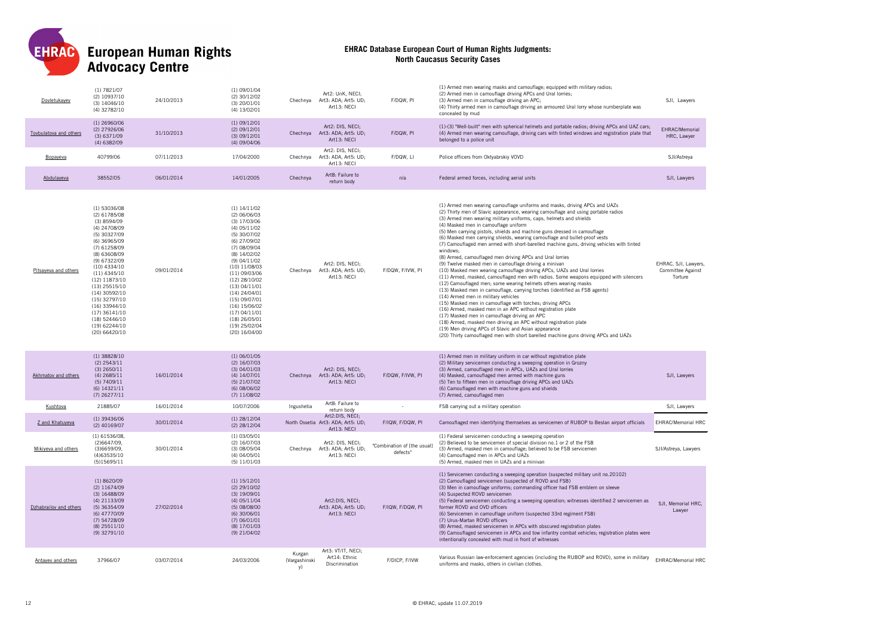# EHRAC Database European Court of Human Rights Judgments: North Caucasus Security Cases

| Case | Application No. | Judgment date | Date of incident | Region | Violations | Type | Perpetrators | Representatives |
|---|---|---|---|---|---|---|---|---|
| Dovletukayev | (1) 7821/07<br>(2) 10937/10<br>(3) 14046/10<br>(4) 32782/10 | 24/10/2013 | (1) 09/01/04<br>(2) 30/12/02<br>(3) 20/01/01<br>(4) 13/02/01 | Chechnya | Art2: UnK, NECI;<br>Art3: ADA; Art5: UD;<br>Art13: NECI | F/DQW, PI | (1) Armed men wearing masks and camouflage; equipped with military radios;<br>(2) Armed men in camouflage driving APCs and Ural lorries;<br>(3) Armed men in camouflage driving an APC;<br>(4) Thirty armed men in camouflage driving an armoured Ural lorry whose numberplate was concealed by mud | SJI, Lawyers |
| Tovbulatova and others | (1) 26960/06<br>(2) 27926/06<br>(3) 6371/09<br>(4) 6382/09 | 31/10/2013 | (1) 09/12/01<br>(2) 09/12/01<br>(3) 09/12/01<br>(4) 09/04/06 | Chechnya | Art2: DIS, NECI;<br>Art3: ADA; Art5: UD;<br>Art13: NECI | F/DQW, PI | (1)-(3) "Well-built" men with spherical helmets and portable radios; driving APCs and UAZ cars;<br>(4) Armed men wearing camouflage, driving cars with tinted windows and registration plate that belonged to a police unit | EHRAC/Memorial HRC, Lawyer |
| Bopayeva | 40799/06 | 07/11/2013 | 17/04/2000 | Chechnya | Art2: DIS, NECI;<br>Art3: ADA, Art5: UD;<br>Art13: NECI | F/DQW, LI | Police officers from Oktyabrskiy VOVD | SJI/Astreya |
| Abdulayeva | 38552/05 | 06/01/2014 | 14/01/2005 | Chechnya | Art8: Failure to return body | n/a | Federal armed forces, including aerial units | SJI, Lawyers |
| Pitsayeva and others | (1) 53036/08<br>(2) 61785/08<br>(3) 8594/09<br>(4) 24708/09<br>(5) 30327/09<br>(6) 36965/09<br>(7) 61258/09<br>(8) 63608/09<br>(9) 67322/09<br>(10) 4334/10<br>(11) 4345/10<br>(12) 11873/10<br>(13) 25515/10<br>(14) 30592/10<br>(15) 32797/10<br>(16) 33944/10<br>(17) 36141/10<br>(18) 52446/10<br>(19) 62244/10<br>(20) 66420/10 | 09/01/2014 | (1) 14/11/02<br>(2) 06/06/03<br>(3) 17/03/06<br>(4) 05/11/02<br>(5) 30/07/02<br>(6) 27/09/02<br>(7) 08/09/04<br>(8) 14/02/02<br>(9) 04/11/02<br>(10) 11/08/03<br>(11) 09/03/06<br>(12) 28/10/02<br>(13) 04/11/01<br>(14) 24/04/01<br>(15) 09/07/01<br>(16) 15/06/02<br>(17) 04/11/01<br>(18) 26/05/01<br>(19) 25/02/04<br>(20) 16/04/00 | Chechnya | Art2: DIS, NECI;<br>Art3: ADA; Art5: UD;<br>Art13: NECI | F/DQW, F/IVW, PI | (1) Armed men wearing camouflage uniforms and masks, driving APCs and UAZs<br>(2) Thirty men of Slavic appearance, wearing camouflage and using portable radios<br>(3) Armed men wearing military uniforms, caps, helmets and shields<br>(4) Masked men in camouflage uniform<br>(5) Men carrying pistols, shields and machine guns dressed in camouflage<br>(6) Masked men carrying shields, wearing camouflage and bullet-proof vests<br>(7) Camouflaged men armed with short-barelled machine guns, driving vehicles with tinted windows;<br>(8) Armed, camouflaged men driving APCs and Ural lorries<br>(9) Twelve masked men in camouflage driving a minivan<br>(10) Masked men wearing camouflage driving APCs, UAZs and Ural lorries<br>(11) Armed, masked, camouflaged men with radios. Some weapons equipped with silencers<br>(12) Camouflaged men; some wearing helmets others wearing masks<br>(13) Masked men in camouflage, carrying torches (identified as FSB agents)<br>(14) Armed men in military vehicles<br>(15) Masked men in camouflage with torches; driving APCs<br>(16) Armed, masked men in an APC without registration plate<br>(17) Masked men in camouflage driving an APC<br>(18) Armed, masked men driving an APC without registration plate<br>(19) Men driving APCs of Slavic and Asian appearance<br>(20) Thirty camouflaged men with short barelled machine guns driving APCs and UAZs | EHRAC, SJI, Lawyers, Committee Against Torture |
| Akhmatov and others | (1) 38828/10<br>(2) 2543/11<br>(3) 2650/11<br>(4) 2685/11<br>(5) 7409/11<br>(6) 14321/11<br>(7) 26277/11 | 16/01/2014 | (1) 06/01/05<br>(2) 16/07/03<br>(3) 04/01/03<br>(4) 14/07/01<br>(5) 21/07/02<br>(6) 08/06/02<br>(7) 11/08/02 | Chechnya | Art2: DIS, NECI;<br>Art3: ADA; Art5: UD;<br>Art13: NECI | F/DQW, F/IVW, PI | (1) Armed men in military uniform in car without registration plate<br>(2) Military servicemen conducting a sweeping operation in Grozny<br>(3) Armed, camouflaged men in APCs, UAZs and Ural lorries<br>(4) Masked, camouflaged men armed with machine guns<br>(5) Ten to fifteen men in camouflage driving APCs and UAZs<br>(6) Camouflaged men with machine guns and shields<br>(7) Armed, camouflaged men | SJI, Lawyers |
| Kushtova | 21885/07 | 16/01/2014 | 10/07/2006 | Ingushetia | Art8: Failure to return body | - | FSB carrying out a military operation | SJI, Lawyers |
| Z and Khatuyeva | (1) 39436/06<br>(2) 40169/07 | 30/01/2014 | (1) 28/12/04<br>(2) 28/12/04 | North Ossetia | Art2:DIS, NECI;<br>Art3: ADA; Art5: UD;<br>Art13: NECI | F/IQW, F/DQW, PI | Camouflaged men identifying themselves as servicemen of RUBOP to Beslan airport officials | EHRAC/Memorial HRC |
| Mikiyeva and others | (1) 61536/08,<br>(2)6647/09,<br>(3)6659/09,<br>(4)63535/10<br>(5)15695/11 | 30/01/2014 | (1) 03/05/01<br>(2) 16/07/03<br>(3) 08/05/04<br>(4) 04/05/01<br>(5) 11/01/03 | Chechnya | Art2: DIS, NECI;<br>Art3: ADA; Art5: UD;<br>Art13: NECI | "Combination of [the usual] defects" | (1) Federal servicemen conducting a sweeping operation<br>(2) Believed to be servicemen of special division no.1 or 2 of the FSB<br>(3) Armed, masked men in camouflage; believed to be FSB servicemen<br>(4) Camouflaged men in APCs and UAZs<br>(5) Armed, masked men in UAZs and a minivan | SJI/Astreya, Lawyers |
| Dzhabrailov and others | (1) 8620/09<br>(2) 11674/09<br>(3) 16488/09<br>(4) 21133/09<br>(5) 36354/09<br>(6) 47770/09<br>(7) 54728/09<br>(8) 25511/10<br>(9) 32791/10 | 27/02/2014 | (1) 15/12/01<br>(2) 29/10/02<br>(3) 19/09/01<br>(4) 05/11/04<br>(5) 08/08/00<br>(6) 30/06/01<br>(7) 06/01/01<br>(8) 17/01/03<br>(9) 21/04/02 | | Art2:DIS, NECI;<br>Art3: ADA; Art5: UD;<br>Art13: NECI | F/IQW, F/DQW, PI | (1) Servicemen conducting a sweeping operation (suspected military unit no.20102)<br>(2) Camouflaged servicemen (suspected of ROVD and FSB)<br>(3) Men in camouflage uniforms; commanding officer had FSB emblem on sleeve<br>(4) Suspected ROVD servicemen<br>(5) Federal servicemen conducting a sweeping operation; witnesses identified 2 servicemen as former ROVD and OVD officers<br>(6) Servicemen in camouflage uniform (suspected 33rd regiment FSB)<br>(7) Urus-Martan ROVD officers<br>(8) Armed, masked servicemen in APCs with obscured registration plates<br>(9) Camouflaged servicemen in APCs and tow infantry combat vehicles; registration plates were intentionally concealed with mud in front of witnesses | SJI, Memorial HRC, Lawyer |
| Antayev and others | 37966/07 | 03/07/2014 | 24/03/2006 | Kurgan (Vargashinsky) | Art3: VT/IT, NECI;<br>Art14: Ethnic Discrimination | F/DICP, F/IVW | Various Russian law-enforcement agencies (including the RUBOP and ROVD), some in military uniforms and masks, others in civilian clothes. | EHRAC/Memorial HRC |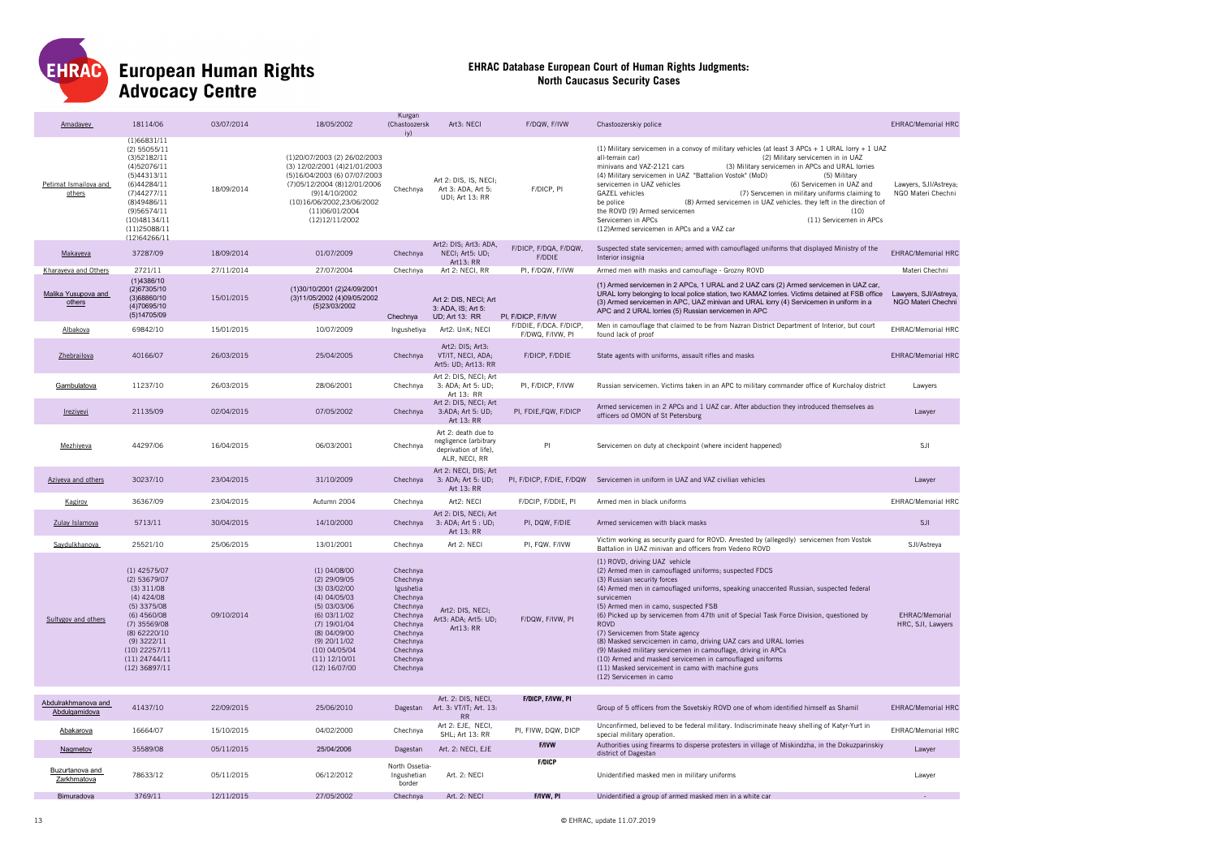# European Human Rights Advocacy Centre

## EHRAC Database European Court of Human Rights Judgments: North Caucasus Security Cases

| | | | | | | | | |
|---|---|---|---|---|---|---|---|---|
| Amadayev | 18114/06 | 03/07/2014 | 18/05/2002 | Kurgan (Chastoozerskiy) | Art3: NECI | F/DQW, F/IVW | Chastoozerskiy police | EHRAC/Memorial HRC |
| Petimat Ismailova and others | (1)66831/11 (2) 55055/11 (3)52182/11 (4)52076/11 (5)44313/11 (6)44284/11 (7)44277/11 (8)49486/11 (9)56574/11 (10)48134/11 (11)25088/11 (12)64266/11 | 18/09/2014 | (1)20/07/2003 (2) 26/02/2003 (3) 12/02/2001 (4)21/01/2003 (5)16/04/2003 (6) 07/07/2003 (7)05/12/2004 (8)12/01/2006 (9)14/10/2002 (10)16/06/2002,23/06/2002 (11)06/01/2004 (12)12/11/2002 | Chechnya | Art 2: DIS, IS, NECI; Art 3: ADA, Art 5: UDI; Art 13: RR | F/DICP, PI | (1) Military servicemen in a convoy of military vehicles (at least 3 APCs + 1 URAL lorry + 1 UAZ all-terrain car) (2) Military servicemen in in UAZ minivans and VAZ-2121 cars (3) Military servicemen in APCs and URAL lorries (4) Military servicemen in UAZ "Battalion Vostok" (MoD) (5) Military servicemen in UAZ vehicles (6) Servicemen in UAZ and GAZEL vehicles (7) Servcemen in military uniforms claiming to be police (8) Armed servicemen in UAZ vehicles. they left in the direction of the ROVD (9) Armed servicemen (10) Servicemen in APCs (11) Servicemen in APCs (12)Armed servicemen in APCs and a VAZ car | Lawyers, SJI/Astreya; NGO Materi Chechni |
| Makayeva | 37287/09 | 18/09/2014 | 01/07/2009 | Chechnya | Art2: DIS; Art3: ADA, NECI; Art5: UD; Art13: RR | F/DICP, F/DQA, F/DQW, F/DDIE | Suspected state servicemen; armed with camouflaged uniforms that displayed Ministry of the Interior insignia | EHRAC/Memorial HRC |
| Kharayeva and Others | 2721/11 | 27/11/2014 | 27/07/2004 | Chechnya | Art 2: NECI, RR | PI, F/DQW, F/IVW | Armed men with masks and camouflage - Grozny ROVD | Materi Chechni |
| Malika Yusupova and others | (1)4386/10 (2)67305/10 (3)68860/10 (4)70695/10 (5)14705/09 | 15/01/2015 | (1)30/10/2001 (2)24/09/2001 (3)11/05/2002 (4)09/05/2002 (5)23/03/2002 | Chechnya | Art 2: DIS, NECI; Art 3: ADA, IS; Art 5: UD; Art 13: RR | PI, F/DICP, F/IVW | (1) Armed servicemen in 2 APCs, 1 URAL and 2 UAZ cars (2) Armed servicemen in UAZ car, URAL lorry belonging to local police station, two KAMAZ lorries. Victims detained at FSB office (3) Armed servicemen in APC, UAZ minivan and URAL lorry (4) Servicemen in uniform in a APC and 2 URAL lorries (5) Russian servicemen in APC | Lawyers, SJI/Astreya, NGO Materi Chechni |
| Albakova | 69842/10 | 15/01/2015 | 10/07/2009 | Ingushetiya | Art2: UnK; NECI | F/DDIE, F/DCA. F/DICP, F/DWQ, F/IVW, PI | Men in camouflage that claimed to be from Nazran District Department of Interior, but court found lack of proof | EHRAC/Memorial HRC |
| Zhebrailova | 40166/07 | 26/03/2015 | 25/04/2005 | Chechnya | Art2: DIS; Art3: VT/IT, NECI, ADA; Art5: UD; Art13: RR | F/DICP, F/DDIE | State agents with uniforms, assault rifles and masks | EHRAC/Memorial HRC |
| Gambulatova | 11237/10 | 26/03/2015 | 28/06/2001 | Chechnya | Art 2: DIS, NECI; Art 3: ADA; Art 5: UD; Art 13: RR | PI, F/DICP, F/IVW | Russian servicemen. Victims taken in an APC to military commander office of Kurchaloy district | Lawyers |
| Ireziyevi | 21135/09 | 02/04/2015 | 07/05/2002 | Chechnya | Art 2: DIS, NECI; Art 3:ADA; Art 5: UD; Art 13: RR | PI, FDIE,FQW, F/DICP | Armed servicemen in 2 APCs and 1 UAZ car. After abduction they introduced themselves as officers od OMON of St Petersburg | Lawyer |
| Mezhiyeva | 44297/06 | 16/04/2015 | 06/03/2001 | Chechnya | Art 2: death due to negligence (arbitrary deprivation of life), ALR, NECI, RR | PI | Servicemen on duty at checkpoint (where incident happened) | SJI |
| Aziyeva and others | 30237/10 | 23/04/2015 | 31/10/2009 | Chechnya | Art 2: NECI, DIS; Art 3: ADA; Art 5: UD; Art 13: RR | PI, F/DICP, F/DIE, F/DQW | Servicemen in uniform in UAZ and VAZ civilian vehicles | Lawyer |
| Kagirov | 36367/09 | 23/04/2015 | Autumn 2004 | Chechnya | Art2: NECI | F/DCIP, F/DDIE, PI | Armed men in black uniforms | EHRAC/Memorial HRC |
| Zulay Islamova | 5713/11 | 30/04/2015 | 14/10/2000 | Chechnya | Art 2: DIS, NECI; Art 3: ADA; Art 5 : UD; Art 13: RR | PI, DQW, F/DIE | Armed servicemen with black masks | SJI |
| Saydulkhanova | 25521/10 | 25/06/2015 | 13/01/2001 | Chechnya | Art 2: NECI | PI, FQW. F/IVW | Victim working as security guard for ROVD. Arrested by (allegedly) servicemen from Vostok Battalion in UAZ minivan and officers from Vedeno ROVD | SJI/Astreya |
| Sultygov and others | (1) 42575/07 (2) 53679/07 (3) 311/08 (4) 424/08 (5) 3375/08 (6) 4560/08 (7) 35569/08 (8) 62220/10 (9) 3222/11 (10) 22257/11 (11) 24744/11 (12) 36897/11 | 09/10/2014 | (1) 04/08/00 (2) 29/09/05 (3) 03/02/00 (4) 04/05/03 (5) 03/03/06 (6) 03/11/02 (7) 19/01/04 (8) 04/09/00 (9) 20/11/02 (10) 04/05/04 (11) 12/10/01 (12) 16/07/00 | Chechnya Chechnya Igushetia Chechnya Chechnya Chechnya Chechnya Chechnya Chechnya Chechnya Chechnya Chechnya | Art2: DIS, NECI; Art3: ADA; Art5: UD; Art13: RR | F/DQW, F/IVW, PI | (1) ROVD, driving UAZ vehicle (2) Armed men in camouflaged uniforms; suspected FDCS (3) Russian security forces (4) Armed men in camouflaged uniforms, speaking unaccented Russian, suspected federal survicemen (5) Armed men in camo, suspected FSB (6) Picked up by servicemen from 47th unit of Special Task Force Division, questioned by ROVD (7) Servicemen from State agency (8) Masked servicemen in camo, driving UAZ cars and URAL lorries (9) Masked military servicemen in camouflage, driving in APCs (10) Armed and masked servicemen in camouflaged uniforms (11) Masked servicement in camo with machine guns (12) Servicemen in camo | EHRAC/Memorial HRC, SJI, Lawyers |
| Abdulrakhmanova and Abdulgamidova | 41437/10 | 22/09/2015 | 25/06/2010 | Dagestan | Art. 2: DIS, NECI, Art. 3: VT/IT; Art. 13: RR | F/DICP, F/IVW, PI | Group of 5 officers from the Sovetskiy ROVD one of whom identified himself as Shamil | EHRAC/Memorial HRC |
| Abakarova | 16664/07 | 15/10/2015 | 04/02/2000 | Chechnya | Art 2: EJE, NECI, SHL; Art 13: RR | PI, FIVW, DQW, DICP | Unconfirmed, believed to be federal military. Indiscriminate heavy shelling of Katyr-Yurt in special military operation. | EHRAC/Memorial HRC |
| Nagmetov | 35589/08 | 05/11/2015 | 25/04/2006 | Dagestan | Art. 2: NECI, EJE | F/IVW | Authorities using firearms to disperse protesters in village of Miskindzha, in the Dokuzparinskiy district of Dagestan | Lawyer |
| Buzurtanova and Zarkhmatova | 78633/12 | 05/11/2015 | 06/12/2012 | North Ossetia-Ingushetian border | Art. 2: NECI | F/DICP | Unidentified masked men in military uniforms | Lawyer |
| Bimuradova | 3769/11 | 12/11/2015 | 27/05/2002 | Chechnya | Art. 2: NECI | F/IVW, PI | Unidentified a group of armed masked men in a white car | - |

© EHRAC, update 11.07.2019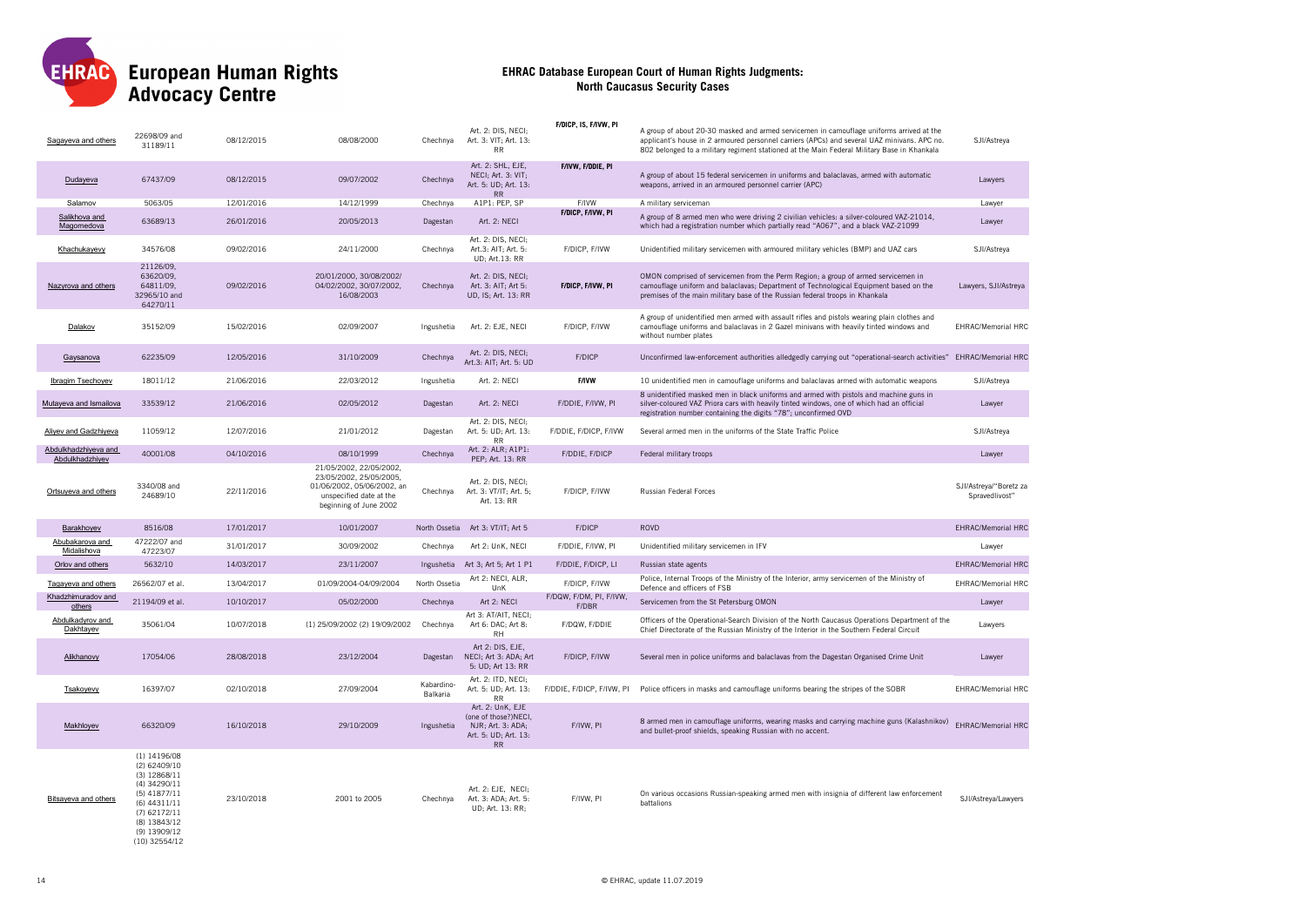| Sagayeva and others | 22698/09 and 31189/11 | 08/12/2015 | 08/08/2000 | Chechnya | Art. 2: DIS, NECI; Art. 3: VIT; Art. 13: RR | F/DICP, IS, F/IVW, PI | A group of about 20-30 masked and armed servicemen in camouflage uniforms arrived at the applicant's house in 2 armoured personnel carriers (APCs) and several UAZ minivans. APC no. 802 belonged to a military regiment stationed at the Main Federal Military Base in Khankala | SJI/Astreya |
|---|---|---|---|---|---|---|---|---|
| Dudayeva | 67437/09 | 08/12/2015 | 09/07/2002 | Chechnya | Art. 2: SHL, EJE, NECI; Art. 3: VIT; Art. 5: UD; Art. 13: RR | F/IVW, F/DDIE, PI | A group of about 15 federal servicemen in uniforms and balaclavas, armed with automatic weapons, arrived in an armoured personnel carrier (APC) | Lawyers |
| Salamov | 5063/05 | 12/01/2016 | 14/12/1999 | Chechnya | A1P1: PEP, SP | F/IVW | A military serviceman | Lawyer |
| Salikhova and Magomedova | 63689/13 | 26/01/2016 | 20/05/2013 | Dagestan | Art. 2: NECI | F/DICP, F/IVW, PI | A group of 8 armed men who were driving 2 civilian vehicles: a silver-coloured VAZ-21014, which had a registration number which partially read "A067", and a black VAZ-21099 | Lawyer |
| Khachukayevy | 34576/08 | 09/02/2016 | 24/11/2000 | Chechnya | Art. 2: DIS, NECI; Art.3: AIT; Art. 5: UD; Art.13: RR | F/DICP, F/IVW | Unidentified military servicemen with armoured military vehicles (BMP) and UAZ cars | SJI/Astreya |
| Nazyrova and others | 21126/09, 63620/09, 64811/09, 32965/10 and 64270/11 | 09/02/2016 | 20/01/2000, 30/08/2002/ 04/02/2002, 30/07/2002, 16/08/2003 | Chechnya | Art. 2: DIS, NECI; Art. 3: AIT; Art 5: UD, IS; Art. 13: RR | F/DICP, F/IVW, PI | OMON comprised of servicemen from the Perm Region; a group of armed servicemen in camouflage uniform and balaclavas; Department of Technological Equipment based on the premises of the main military base of the Russian federal troops in Khankala | Lawyers, SJI/Astreya |
| Dalakov | 35152/09 | 15/02/2016 | 02/09/2007 | Ingushetia | Art. 2: EJE, NECI | F/DICP, F/IVW | A group of unidentified men armed with assault rifles and pistols wearing plain clothes and camouflage uniforms and balaclavas in 2 Gazel minivans with heavily tinted windows and without number plates | EHRAC/Memorial HRC |
| Gaysanova | 62235/09 | 12/05/2016 | 31/10/2009 | Chechnya | Art. 2: DIS, NECI; Art.3: AIT; Art. 5: UD | F/DICP | Unconfirmed law-enforcement authorities alledgedly carrying out "operational-search activities" | EHRAC/Memorial HRC |
| Ibragim Tsechoyev | 18011/12 | 21/06/2016 | 22/03/2012 | Ingushetia | Art. 2: NECI | F/IVW | 10 unidentified men in camouflage uniforms and balaclavas armed with automatic weapons | SJI/Astreya |
| Mutayeva and Ismailova | 33539/12 | 21/06/2016 | 02/05/2012 | Dagestan | Art. 2: NECI | F/DDIE, F/IVW, PI | 8 unidentified masked men in black uniforms and armed with pistols and machine guns in silver-coloured VAZ Priora cars with heavily tinted windows, one of which had an official registration number containing the digits "78"; unconfirmed OVD | Lawyer |
| Aliyev and Gadzhiyeva | 11059/12 | 12/07/2016 | 21/01/2012 | Dagestan | Art. 2: DIS, NECI; Art. 5: UD; Art. 13: RR | F/DDIE, F/DICP, F/IVW | Several armed men in the uniforms of the State Traffic Police | SJI/Astreya |
| Abdulkhadzhiyeva and Abdulkhadzhiyev | 40001/08 | 04/10/2016 | 08/10/1999 | Chechnya | Art. 2: ALR; A1P1: PEP; Art. 13: RR | F/DDIE, F/DICP | Federal military troops | Lawyer |
| Ortsuyeva and others | 3340/08 and 24689/10 | 22/11/2016 | 21/05/2002, 22/05/2002, 23/05/2002, 25/05/2005, 01/06/2002, 05/06/2002, an unspecified date at the beginning of June 2002 | Chechnya | Art. 2: DIS, NECI; Art. 3: VT/IT; Art. 5; Art. 13: RR | F/DICP, F/IVW | Russian Federal Forces | SJI/Astreya/"Boretz za Spravedlivost" |
| Barakhoyev | 8516/08 | 17/01/2017 | 10/01/2007 | North Ossetia | Art 3: VT/IT; Art 5 | F/DICP | ROVD | EHRAC/Memorial HRC |
| Abubakarova and Midalishova | 47222/07 and 47223/07 | 31/01/2017 | 30/09/2002 | Chechnya | Art 2: UnK, NECI | F/DDIE, F/IVW, PI | Unidentified military servicemen in IFV | Lawyer |
| Orlov and others | 5632/10 | 14/03/2017 | 23/11/2007 | Ingushetia | Art 3; Art 5; Art 1 P1 | F/DDIE, F/DICP, LI | Russian state agents | EHRAC/Memorial HRC |
| Tagayeva and others | 26562/07 et al. | 13/04/2017 | 01/09/2004-04/09/2004 | North Ossetia | Art 2: NECI, ALR, UnK | F/DICP, F/IVW | Police, Internal Troops of the Ministry of the Interior, army servicemen of the Ministry of Defence and officers of FSB | EHRAC/Memorial HRC |
| Khadzhimuradov and others | 21194/09 et al. | 10/10/2017 | 05/02/2000 | Chechnya | Art 2: NECI | F/DQW, F/DM, PI, F/IVW, F/DBR | Servicemen from the St Petersburg OMON | Lawyer |
| Abdulkadyrov and Dakhtayev | 35061/04 | 10/07/2018 | (1) 25/09/2002 (2) 19/09/2002 | Chechnya | Art 3: AT/AIT, NECI; Art 6: DAC; Art 8: RH | F/DQW, F/DDIE | Officers of the Operational-Search Division of the North Caucasus Operations Department of the Chief Directorate of the Russian Ministry of the Interior in the Southern Federal Circuit | Lawyers |
| Alikhanovy | 17054/06 | 28/08/2018 | 23/12/2004 | Dagestan | Art 2: DIS, EJE, NECI; Art 3: ADA; Art 5: UD; Art 13: RR | F/DICP, F/IVW | Several men in police uniforms and balaclavas from the Dagestan Organised Crime Unit | Lawyer |
| Tsakoyevy | 16397/07 | 02/10/2018 | 27/09/2004 | Kabardino-Balkaria | Art. 2: ITD, NECI; Art. 5: UD; Art. 13: RR | F/DDIE, F/DICP, F/IVW, PI | Police officers in masks and camouflage uniforms bearing the stripes of the SOBR | EHRAC/Memorial HRC |
| Makhloyev | 66320/09 | 16/10/2018 | 29/10/2009 | Ingushetia | Art. 2: UnK, EJE (one of those?)NECI, NJR; Art. 3: ADA; Art. 5: UD; Art. 13: RR | F/IVW, PI | 8 armed men in camouflage uniforms, wearing masks and carrying machine guns (Kalashnikov) and bullet-proof shields, speaking Russian with no accent. | EHRAC/Memorial HRC |
| Bitsayeva and others | (1) 14196/08 (2) 62409/10 (3) 12868/11 (4) 34290/11 (5) 41877/11 (6) 44311/11 (7) 62172/11 (8) 13843/12 (9) 13909/12 (10) 32554/12 | 23/10/2018 | 2001 to 2005 | Chechnya | Art. 2: EJE, NECI; Art. 3: ADA; Art. 5: UD; Art. 13: RR; | F/IVW, PI | On various occasions Russian-speaking armed men with insignia of different law enforcement battalions | SJI/Astreya/Lawyers |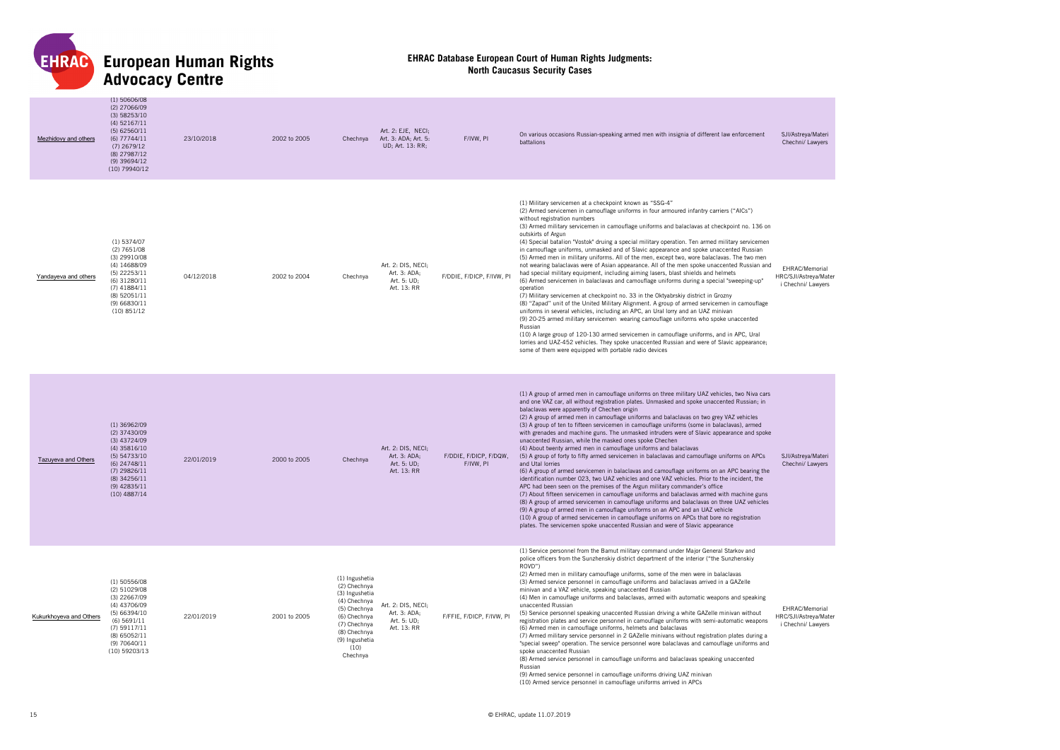| Mezhidovy and others | (1) 50606/08<br>(2) 27066/09<br>(3) 58253/10<br>(4) 52167/11<br>(5) 62560/11<br>(6) 77744/11<br>(7) 2679/12<br>(8) 27987/12<br>(9) 39694/12<br>(10) 79940/12 | 23/10/2018 | 2002 to 2005 | Chechnya | Art. 2: EJE, NECI; Art. 3: ADA; Art. 5: UD; Art. 13: RR; | F/IVW, PI | On various occasions Russian-speaking armed men with insignia of different law enforcement battalions | SJI/Astreya/Materi Chechni/ Lawyers |
|---|---|---|---|---|---|---|---|---|
| Yandayeva and others | (1) 5374/07<br>(2) 7651/08<br>(3) 29910/08<br>(4) 14688/09<br>(5) 22253/11<br>(6) 31280/11<br>(7) 41884/11<br>(8) 52051/11<br>(9) 66830/11<br>(10) 851/12 | 04/12/2018 | 2002 to 2004 | Chechnya | Art. 2: DIS, NECI; Art. 3: ADA; Art. 5: UD; Art. 13: RR | F/DDIE, F/DICP, F/IVW, PI | (1) Military servicemen at a checkpoint known as "SSG-4"<br>(2) Armed servicemen in camouflage uniforms in four armoured infantry carriers ("AICs") without registration numbers<br>(3) Armed military servicemen in camouflage uniforms and balaclavas at checkpoint no. 136 on outskirts of Argun<br>(4) Special batalion "Vostok" druing a special military operation. Ten armed military servicemen in camouflage uniforms, unmasked and of Slavic appearance and spoke unaccented Russian<br>(5) Armed men in military uniforms. All of the men, except two, were balaclavas. The two men not wearing balaclavas were of Asian appearance. All of the men spoke unaccented Russian and had special military equipment, including aiming lasers, blast shields and helmets<br>(6) Armed servicemen in balaclavas and camouflage uniforms during a special "sweeping-up" operation<br>(7) Military servicemen at checkpoint no. 33 in the Oktyabrskiy district in Grozny<br>(8) "Zapad" unit of the United Military Alignment. A group of armed servicemen in camouflage uniforms in several vehicles, including an APC, an Ural lorry and an UAZ minivan<br>(9) 20-25 armed military servicemen wearing camouflage uniforms who spoke unaccented Russian<br>(10) A large group of 120-130 armed servicemen in camouflage uniforms, and in APC, Ural lorries and UAZ-452 vehicles. They spoke unaccented Russian and were of Slavic appearance; some of them were equipped with portable radio devices | EHRAC/Memorial HRC/SJI/Astreya/Materi Chechni/ Lawyers |
| Tazuyeva and Others | (1) 36962/09<br>(2) 37430/09<br>(3) 43724/09<br>(4) 35816/10<br>(5) 54733/10<br>(6) 24748/11<br>(7) 29826/11<br>(8) 34256/11<br>(9) 42835/11<br>(10) 4887/14 | 22/01/2019 | 2000 to 2005 | Chechnya | Art. 2: DIS, NECI; Art. 3: ADA; Art. 5: UD; Art. 13: RR | F/DDIE, F/DICP, F/DQW, F/IVW, PI | (1) A group of armed men in camouflage uniforms on three military UAZ vehicles, two Niva cars and one VAZ car, all without registration plates. Unmasked and spoke unaccented Russian; in balaclavas were apparently of Chechen origin<br>(2) A group of armed men in camouflage uniforms and balaclavas on two grey VAZ vehicles<br>(3) A group of ten to fifteen servicemen in camouflage uniforms (some in balaclavas), armed with grenades and machine guns. The unmasked intruders were of Slavic appearance and spoke unaccented Russian, while the masked ones spoke Chechen<br>(4) About twenty armed men in camouflage uniforms and balaclavas<br>(5) A group of forty to fifty armed servicemen in balaclavas and camouflage uniforms on APCs and Utal lorries<br>(6) A group of armed servicemen in balaclavas and camouflage uniforms on an APC bearing the identification number 023, two UAZ vehicles and one VAZ vehicles. Prior to the incident, the APC had been seen on the premises of the Argun military commander's office<br>(7) About fifteen servicemen in camouflage uniforms and balaclavas armed with machine guns<br>(8) A group of armed servicemen in camouflage uniforms and balaclavas on three UAZ vehicles<br>(9) A group of armed men in camouflage uniforms on an APC and an UAZ vehicle<br>(10) A group of armed servicemen in camouflage uniforms on APCs that bore no registration plates. The servicemen spoke unaccented Russian and were of Slavic appearance | SJI/Astreya/Materi Chechni/ Lawyers |
| Kukurkhoyeva and Others | (1) 50556/08<br>(2) 51029/08<br>(3) 22667/09<br>(4) 43706/09<br>(5) 66394/10<br>(6) 5691/11<br>(7) 59117/11<br>(8) 65052/11<br>(9) 70640/11<br>(10) 59203/13 | 22/01/2019 | 2001 to 2005 | (1) Ingushetia<br>(2) Chechnya<br>(3) Ingushetia<br>(4) Chechnya<br>(5) Chechnya<br>(6) Chechnya<br>(7) Chechnya<br>(8) Chechnya<br>(9) Ingushetia<br>(10) Chechnya | Art. 2: DIS, NECI; Art. 3: ADA; Art. 5: UD; Art. 13: RR | F/FFIE, F/DICP, F/IVW, PI | (1) Service personnel from the Bamut military command under Major General Starkov and police officers from the Sunzhenskiy district department of the interior ("the Sunzhenskiy ROVD")<br>(2) Armed men in military camouflage uniforms, some of the men were in balaclavas<br>(3) Armed service personnel in camouflage uniforms and balaclavas arrived in a GAZelle minivan and a VAZ vehicle, speaking unaccented Russian<br>(4) Men in camouflage uniforms and balaclavas, armed with automatic weapons and speaking unaccented Russian<br>(5) Service personnel speaking unaccented Russian driving a white GAZelle minivan without registration plates and service personnel in camouflage uniforms with semi-automatic weapons<br>(6) Armed men in camouflage uniforms, helmets and balaclavas<br>(7) Armed military service personnel in 2 GAZelle minivans without registration plates during a "special sweep" operation. The service personnel wore balaclavas and camouflage uniforms and spoke unaccented Russian<br>(8) Armed service personnel in camouflage uniforms and balaclavas speaking unaccented Russian<br>(9) Armed service personnel in camouflage uniforms driving UAZ minivan<br>(10) Armed service personnel in camouflage uniforms arrived in APCs | EHRAC/Memorial HRC/SJI/Astreya/Mater i Chechni/ Lawyers |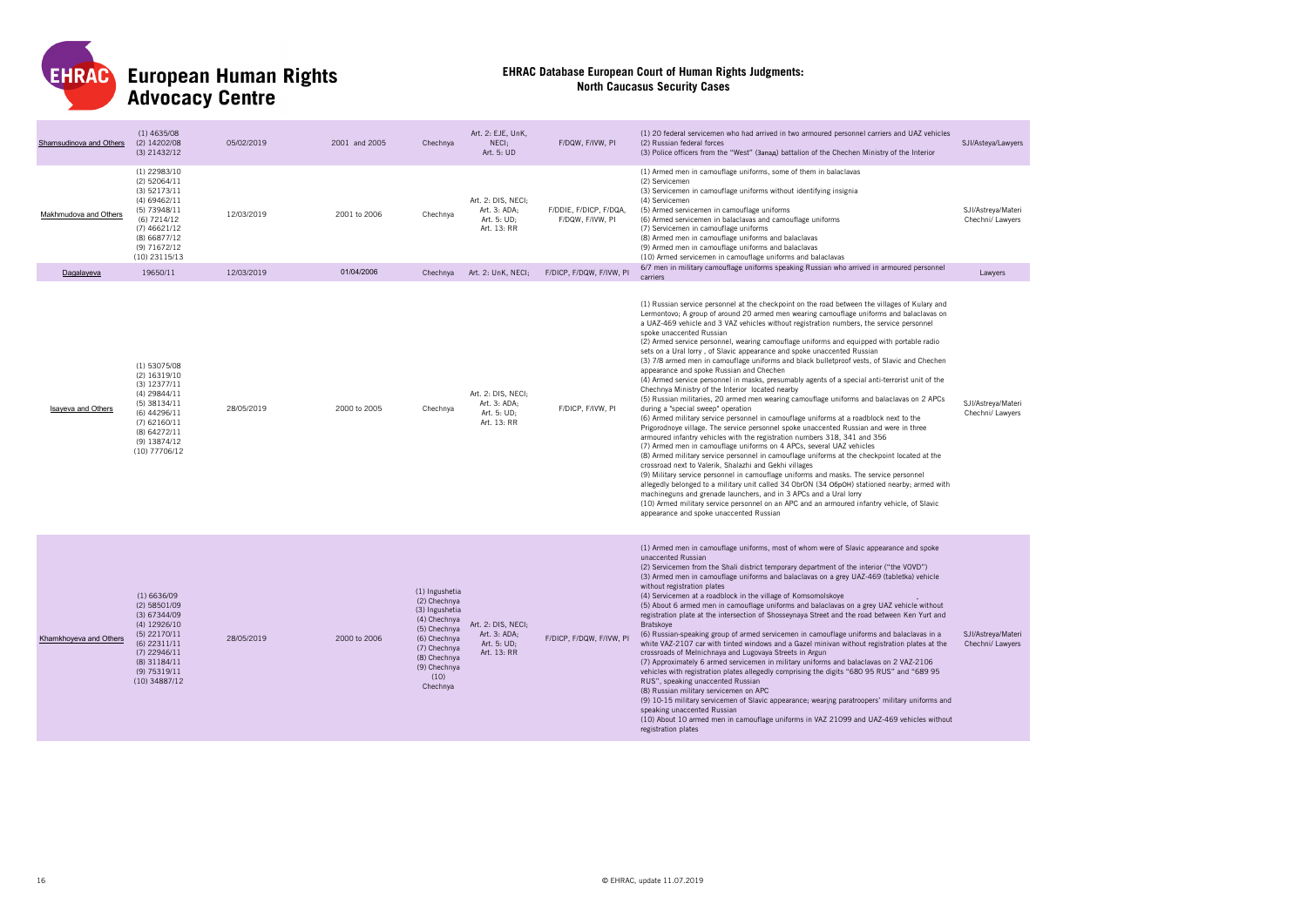# EHRAC European Human Rights Advocacy Centre

**EHRAC Database European Court of Human Rights Judgments: North Caucasus Security Cases**

| | | | | | | | | |
|---|---|---|---|---|---|---|---|---|
| Shamsudinova and Others | (1) 4635/08<br>(2) 14202/08<br>(3) 21432/12 | 05/02/2019 | 2001 and 2005 | Chechnya | Art. 2: EJE, UnK, NECI;<br>Art. 5: UD | F/DQW, F/IVW, PI | (1) 20 federal servicemen who had arrived in two armoured personnel carriers and UAZ vehicles<br>(2) Russian federal forces<br>(3) Police officers from the "West" (Запад) battalion of the Chechen Ministry of the Interior | SJI/Asteya/Lawyers |
| Makhmudova and Others | (1) 22983/10<br>(2) 52064/11<br>(3) 52173/11<br>(4) 69462/11<br>(5) 73948/11<br>(6) 7214/12<br>(7) 46621/12<br>(8) 66877/12<br>(9) 71672/12<br>(10) 23115/13 | 12/03/2019 | 2001 to 2006 | Chechnya | Art. 2: DIS, NECI;<br>Art. 3: ADA;<br>Art. 5: UD;<br>Art. 13: RR | F/DDIE, F/DICP, F/DQA, F/DQW, F/IVW, PI | (1) Armed men in camouflage uniforms, some of them in balaclavas<br>(2) Servicemen<br>(3) Servicemen in camouflage uniforms without identifying insignia<br>(4) Servicemen<br>(5) Armed servicemen in camouflage uniforms<br>(6) Armed servicemen in balaclavas and camouflage uniforms<br>(7) Servicemen in camouflage uniforms<br>(8) Armed men in camouflage uniforms and balaclavas<br>(9) Armed men in camouflage uniforms and balaclavas<br>(10) Armed servicemen in camouflage uniforms and balaclavas | SJI/Astreya/Materi Chechni/ Lawyers |
| Dagalayeva | 19650/11 | 12/03/2019 | 01/04/2006 | Chechnya | Art. 2: UnK, NECI; | F/DICP, F/DQW, F/IVW, PI | 6/7 men in military camouflage uniforms speaking Russian who arrived in armoured personnel carriers | Lawyers |
| Isayeva and Others | (1) 53075/08<br>(2) 16319/10<br>(3) 12377/11<br>(4) 29844/11<br>(5) 38134/11<br>(6) 44296/11<br>(7) 62160/11<br>(8) 64272/11<br>(9) 13874/12<br>(10) 77706/12 | 28/05/2019 | 2000 to 2005 | Chechnya | Art. 2: DIS, NECI;<br>Art. 3: ADA;<br>Art. 5: UD;<br>Art. 13: RR | F/DICP, F/IVW, PI | (1) Russian service personnel at the checkpoint on the road between the villages of Kulary and Lermontovo; A group of around 20 armed men wearing camouflage uniforms and balaclavas on a UAZ-469 vehicle and 3 VAZ vehicles without registration numbers, the service personnel spoke unaccented Russian<br>(2) Armed service personnel, wearing camouflage uniforms and equipped with portable radio sets on a Ural lorry , of Slavic appearance and spoke unaccented Russian<br>(3) 7/8 armed men in camouflage uniforms and black bulletproof vests, of Slavic and Chechen appearance and spoke Russian and Chechen<br>(4) Armed service personnel in masks, presumably agents of a special anti-terrorist unit of the Chechnya Ministry of the Interior located nearby<br>(5) Russian militaries, 20 armed men wearing camouflage uniforms and balaclavas on 2 APCs during a "special sweep" operation<br>(6) Armed military service personnel in camouflage uniforms at a roadblock next to the Prigorodnoye village. The service personnel spoke unaccented Russian and were in three armoured infantry vehicles with the registration numbers 318, 341 and 356<br>(7) Armed men in camouflage uniforms on 4 APCs, several UAZ vehicles<br>(8) Armed military service personnel in camouflage uniforms at the checkpoint located at the crossroad next to Valerik, Shalazhi and Gekhi villages<br>(9) Military service personnel in camouflage uniforms and masks. The service personnel allegedly belonged to a military unit called 34 ObrON (34 ОбрОН) stationed nearby; armed with machineguns and grenade launchers, and in 3 APCs and a Ural lorry<br>(10) Armed military service personnel on an APC and an armoured infantry vehicle, of Slavic appearance and spoke unaccented Russian | SJI/Astreya/Materi Chechni/ Lawyers |
| Khamkhoyeva and Others | (1) 6636/09<br>(2) 58501/09<br>(3) 67344/09<br>(4) 12926/10<br>(5) 22170/11<br>(6) 22311/11<br>(7) 22946/11<br>(8) 31184/11<br>(9) 75319/11<br>(10) 34887/12 | 28/05/2019 | 2000 to 2006 | (1) Ingushetia<br>(2) Chechnya<br>(3) Ingushetia<br>(4) Chechnya<br>(5) Chechnya<br>(6) Chechnya<br>(7) Chechnya<br>(8) Chechnya<br>(9) Chechnya<br>(10) Chechnya | Art. 2: DIS, NECI;<br>Art. 3: ADA;<br>Art. 5: UD;<br>Art. 13: RR | F/DICP, F/DQW, F/IVW, PI | (1) Armed men in camouflage uniforms, most of whom were of Slavic appearance and spoke unaccented Russian<br>(2) Servicemen from the Shali district temporary department of the interior ("the VOVD")<br>(3) Armed men in camouflage uniforms and balaclavas on a grey UAZ-469 (tabletka) vehicle without registration plates<br>(4) Servicemen at a roadblock in the village of Komsomolskoye<br>(5) About 6 armed men in camouflage uniforms and balaclavas on a grey UAZ vehicle without registration plate at the intersection of Shosseynaya Street and the road between Ken Yurt and Bratskoye<br>(6) Russian-speaking group of armed servicemen in camouflage uniforms and balaclavas in a white VAZ-2107 car with tinted windows and a Gazel minivan without registration plates at the crossroads of Melnichnaya and Lugovaya Streets in Argun<br>(7) Approximately 6 armed servicemen in military uniforms and balaclavas on 2 VAZ-2106 vehicles with registration plates allegedly comprising the digits "680 95 RUS" and "689 95 RUS", speaking unaccented Russian<br>(8) Russian military servicemen on APC<br>(9) 10-15 military servicemen of Slavic appearance; wearing paratroopers' military uniforms and speaking unaccented Russian<br>(10) About 10 armed men in camouflage uniforms in VAZ 21099 and UAZ-469 vehicles without registration plates | SJI/Astreya/Materi Chechni/ Lawyers |

© EHRAC, update 11.07.2019